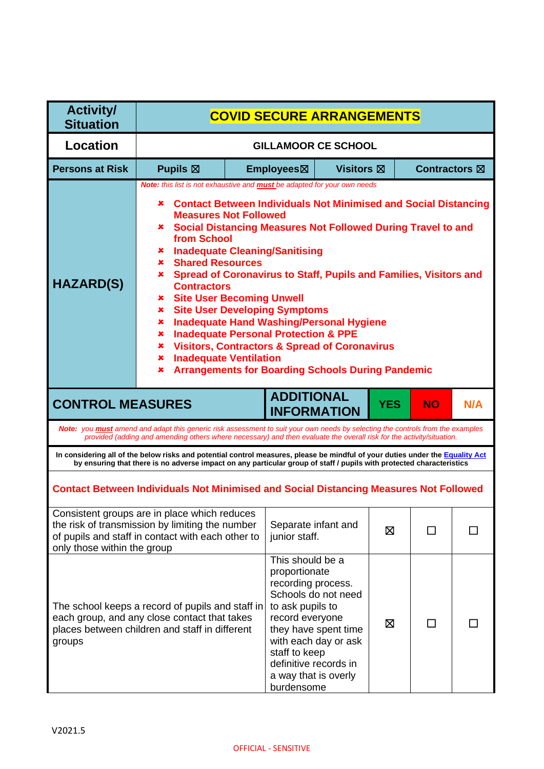| Activity/ Situation | COVID SECURE ARRANGEMENTS | | | |
|---|---|---|---|---|
| Location | GILLAMOOR CE SCHOOL | | | |
| Persons at Risk | Pupils ☒ | Employees☒ | Visitors ☒ | Contractors ☒ |

**HAZARD(S)**

*Note: this list is not exhaustive and* ***must*** *be adapted for your own needs*

- **Contact Between Individuals Not Minimised and Social Distancing Measures Not Followed**
- **Social Distancing Measures Not Followed During Travel to and from School**
- **Inadequate Cleaning/Sanitising**
- **Shared Resources**
- **Spread of Coronavirus to Staff, Pupils and Families, Visitors and Contractors**
- **Site User Becoming Unwell**
- **Site User Developing Symptoms**
- **Inadequate Hand Washing/Personal Hygiene**
- **Inadequate Personal Protection & PPE**
- **Visitors, Contractors & Spread of Coronavirus**
- **Inadequate Ventilation**
- **Arrangements for Boarding Schools During Pandemic**

*Note: you* ***must*** *amend and adapt this generic risk assessment to suit your own needs by selecting the controls from the examples provided (adding and amending others where necessary) and then evaluate the overall risk for the activity/situation.*

**In considering all of the below risks and potential control measures, please be mindful of your duties under the Equality Act by ensuring that there is no adverse impact on any particular group of staff / pupils with protected characteristics**

**Contact Between Individuals Not Minimised and Social Distancing Measures Not Followed**

| CONTROL MEASURES | ADDITIONAL INFORMATION | YES | NO | N/A |
|---|---|---|---|---|
| Consistent groups are in place which reduces the risk of transmission by limiting the number of pupils and staff in contact with each other to only those within the group | Separate infant and junior staff. | ☒ | ☐ | ☐ |
| The school keeps a record of pupils and staff in each group, and any close contact that takes places between children and staff in different groups | This should be a proportionate recording process. Schools do not need to ask pupils to record everyone they have spent time with each day or ask staff to keep definitive records in a way that is overly burdensome | ☒ | ☐ | ☐ |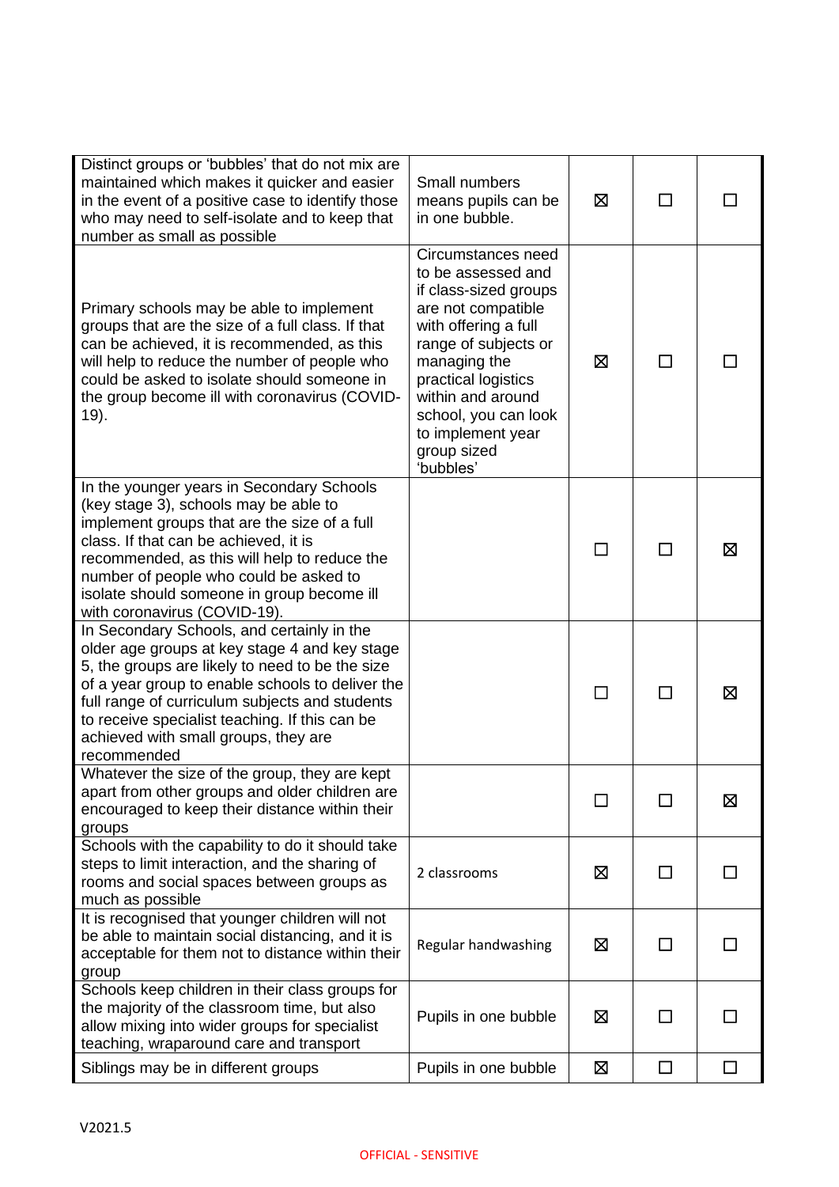| | | | | |
|---|---|---|---|---|
| Distinct groups or 'bubbles' that do not mix are maintained which makes it quicker and easier in the event of a positive case to identify those who may need to self-isolate and to keep that number as small as possible | Small numbers means pupils can be in one bubble. | ☒ | ☐ | ☐ |
| Primary schools may be able to implement groups that are the size of a full class. If that can be achieved, it is recommended, as this will help to reduce the number of people who could be asked to isolate should someone in the group become ill with coronavirus (COVID-19). | Circumstances need to be assessed and if class-sized groups are not compatible with offering a full range of subjects or managing the practical logistics within and around school, you can look to implement year group sized 'bubbles' | ☒ | ☐ | ☐ |
| In the younger years in Secondary Schools (key stage 3), schools may be able to implement groups that are the size of a full class. If that can be achieved, it is recommended, as this will help to reduce the number of people who could be asked to isolate should someone in group become ill with coronavirus (COVID-19). | | ☐ | ☐ | ☒ |
| In Secondary Schools, and certainly in the older age groups at key stage 4 and key stage 5, the groups are likely to need to be the size of a year group to enable schools to deliver the full range of curriculum subjects and students to receive specialist teaching. If this can be achieved with small groups, they are recommended | | ☐ | ☐ | ☒ |
| Whatever the size of the group, they are kept apart from other groups and older children are encouraged to keep their distance within their groups | | ☐ | ☐ | ☒ |
| Schools with the capability to do it should take steps to limit interaction, and the sharing of rooms and social spaces between groups as much as possible | 2 classrooms | ☒ | ☐ | ☐ |
| It is recognised that younger children will not be able to maintain social distancing, and it is acceptable for them not to distance within their group | Regular handwashing | ☒ | ☐ | ☐ |
| Schools keep children in their class groups for the majority of the classroom time, but also allow mixing into wider groups for specialist teaching, wraparound care and transport | Pupils in one bubble | ☒ | ☐ | ☐ |
| Siblings may be in different groups | Pupils in one bubble | ☒ | ☐ | ☐ |

V2021.5

OFFICIAL - SENSITIVE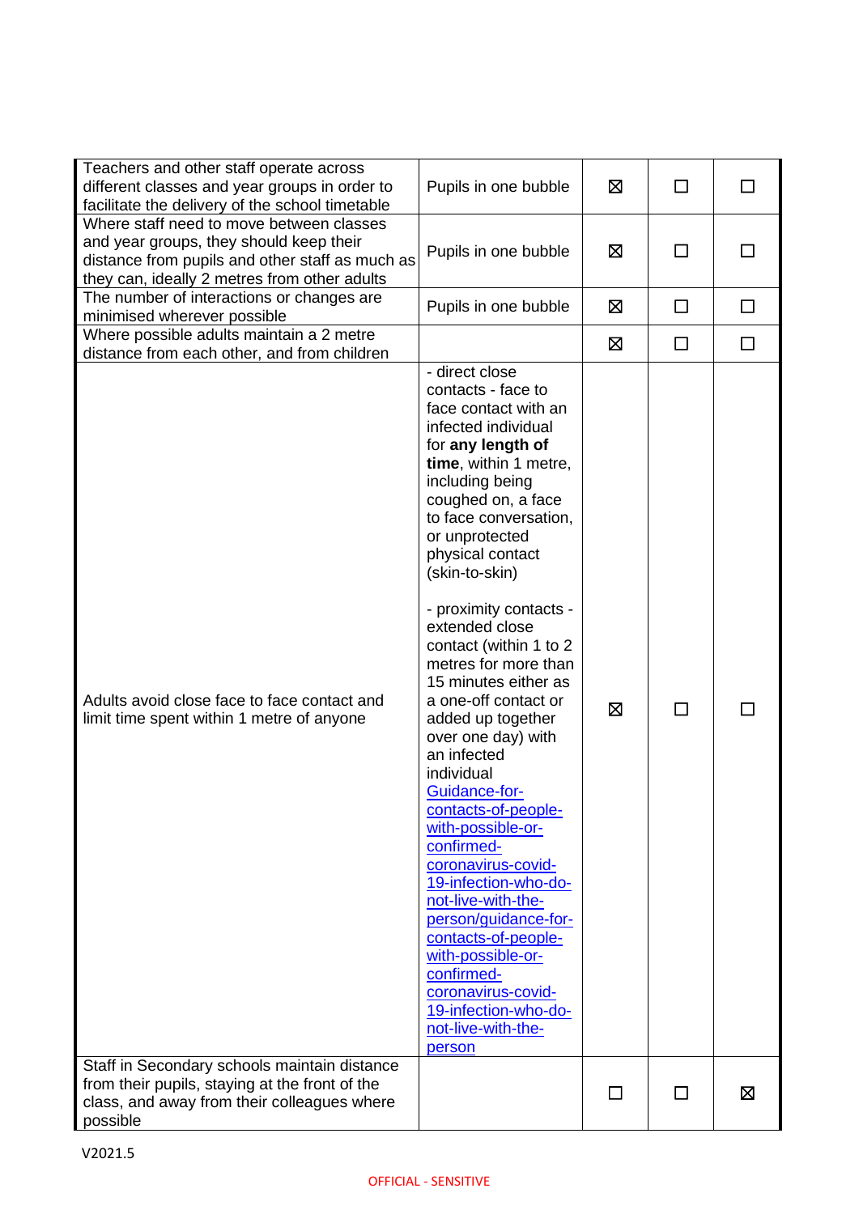| | | | | |
|---|---|---|---|---|
| Teachers and other staff operate across different classes and year groups in order to facilitate the delivery of the school timetable | Pupils in one bubble | ☒ | ☐ | ☐ |
| Where staff need to move between classes and year groups, they should keep their distance from pupils and other staff as much as they can, ideally 2 metres from other adults | Pupils in one bubble | ☒ | ☐ | ☐ |
| The number of interactions or changes are minimised wherever possible | Pupils in one bubble | ☒ | ☐ | ☐ |
| Where possible adults maintain a 2 metre distance from each other, and from children | | ☒ | ☐ | ☐ |
| Adults avoid close face to face contact and limit time spent within 1 metre of anyone | - direct close contacts - face to face contact with an infected individual for **any length of time**, within 1 metre, including being coughed on, a face to face conversation, or unprotected physical contact (skin-to-skin)<br><br>- proximity contacts - extended close contact (within 1 to 2 metres for more than 15 minutes either as a one-off contact or added up together over one day) with an infected individual [Guidance-for-contacts-of-people-with-possible-or-confirmed-coronavirus-covid-19-infection-who-do-not-live-with-the-person/guidance-for-contacts-of-people-with-possible-or-confirmed-coronavirus-covid-19-infection-who-do-not-live-with-the-person]() | ☒ | ☐ | ☐ |
| Staff in Secondary schools maintain distance from their pupils, staying at the front of the class, and away from their colleagues where possible | | ☐ | ☐ | ☒ |

V2021.5

OFFICIAL - SENSITIVE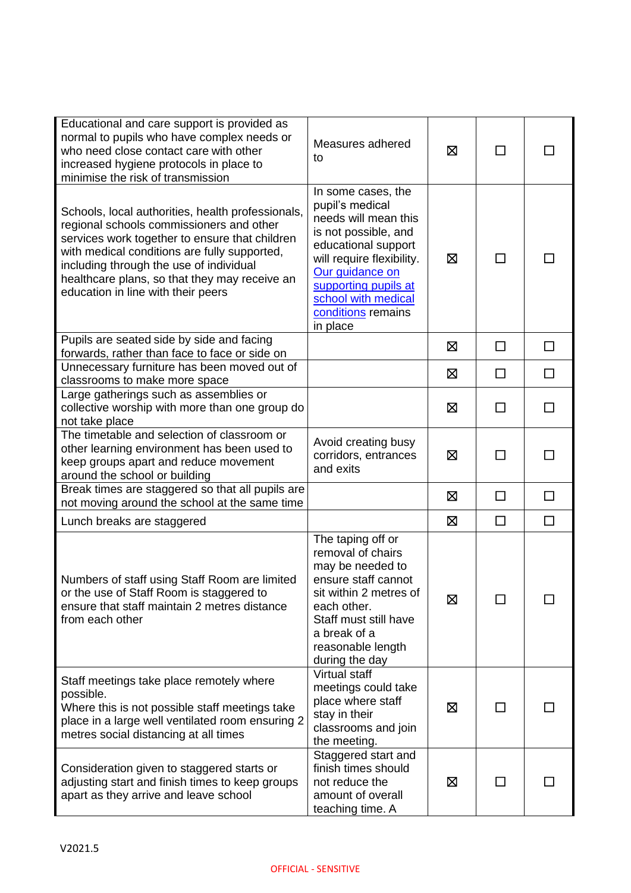| | | | | |
|---|---|---|---|---|
| Educational and care support is provided as normal to pupils who have complex needs or who need close contact care with other increased hygiene protocols in place to minimise the risk of transmission | Measures adhered to | ☒ | ☐ | ☐ |
| Schools, local authorities, health professionals, regional schools commissioners and other services work together to ensure that children with medical conditions are fully supported, including through the use of individual healthcare plans, so that they may receive an education in line with their peers | In some cases, the pupil's medical needs will mean this is not possible, and educational support will require flexibility. [Our guidance on supporting pupils at school with medical conditions]() remains in place | ☒ | ☐ | ☐ |
| Pupils are seated side by side and facing forwards, rather than face to face or side on | | ☒ | ☐ | ☐ |
| Unnecessary furniture has been moved out of classrooms to make more space | | ☒ | ☐ | ☐ |
| Large gatherings such as assemblies or collective worship with more than one group do not take place | | ☒ | ☐ | ☐ |
| The timetable and selection of classroom or other learning environment has been used to keep groups apart and reduce movement around the school or building | Avoid creating busy corridors, entrances and exits | ☒ | ☐ | ☐ |
| Break times are staggered so that all pupils are not moving around the school at the same time | | ☒ | ☐ | ☐ |
| Lunch breaks are staggered | | ☒ | ☐ | ☐ |
| Numbers of staff using Staff Room are limited or the use of Staff Room is staggered to ensure that staff maintain 2 metres distance from each other | The taping off or removal of chairs may be needed to ensure staff cannot sit within 2 metres of each other. Staff must still have a break of a reasonable length during the day | ☒ | ☐ | ☐ |
| Staff meetings take place remotely where possible.<br>Where this is not possible staff meetings take place in a large well ventilated room ensuring 2 metres social distancing at all times | Virtual staff meetings could take place where staff stay in their classrooms and join the meeting. | ☒ | ☐ | ☐ |
| Consideration given to staggered starts or adjusting start and finish times to keep groups apart as they arrive and leave school | Staggered start and finish times should not reduce the amount of overall teaching time. A | ☒ | ☐ | ☐ |

V2021.5

OFFICIAL - SENSITIVE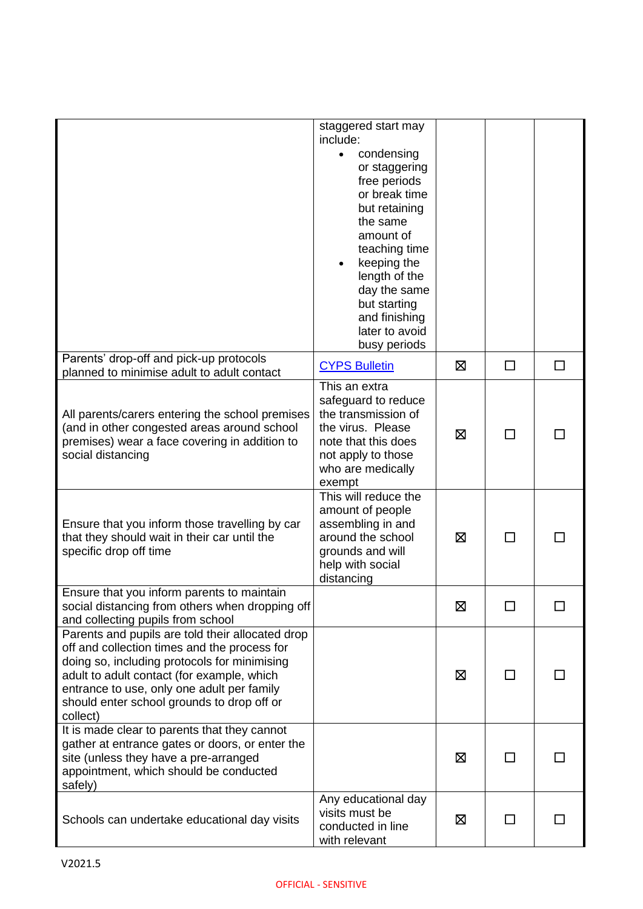| | | | | |
|---|---|---|---|---|
| | staggered start may include:<br>• condensing or staggering free periods or break time but retaining the same amount of teaching time<br>• keeping the length of the day the same but starting and finishing later to avoid busy periods | | | |
| Parents' drop-off and pick-up protocols planned to minimise adult to adult contact | [CYPS Bulletin]() | ☒ | ☐ | ☐ |
| All parents/carers entering the school premises (and in other congested areas around school premises) wear a face covering in addition to social distancing | This an extra safeguard to reduce the transmission of the virus. Please note that this does not apply to those who are medically exempt | ☒ | ☐ | ☐ |
| Ensure that you inform those travelling by car that they should wait in their car until the specific drop off time | This will reduce the amount of people assembling in and around the school grounds and will help with social distancing | ☒ | ☐ | ☐ |
| Ensure that you inform parents to maintain social distancing from others when dropping off and collecting pupils from school | | ☒ | ☐ | ☐ |
| Parents and pupils are told their allocated drop off and collection times and the process for doing so, including protocols for minimising adult to adult contact (for example, which entrance to use, only one adult per family should enter school grounds to drop off or collect) | | ☒ | ☐ | ☐ |
| It is made clear to parents that they cannot gather at entrance gates or doors, or enter the site (unless they have a pre-arranged appointment, which should be conducted safely) | | ☒ | ☐ | ☐ |
| Schools can undertake educational day visits | Any educational day visits must be conducted in line with relevant | ☒ | ☐ | ☐ |

V2021.5

OFFICIAL - SENSITIVE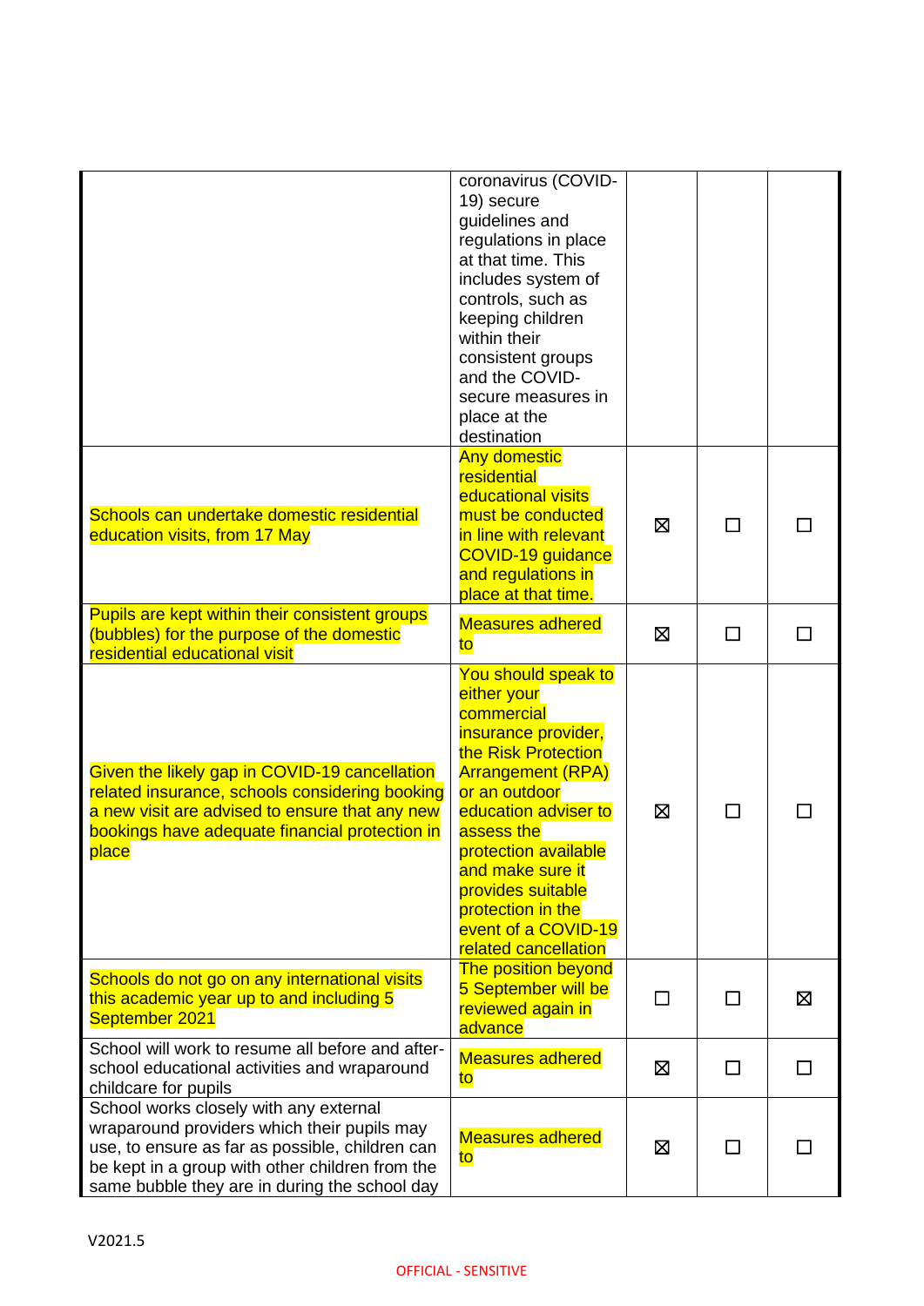| | | | | |
|---|---|---|---|---|
| | coronavirus (COVID-19) secure guidelines and regulations in place at that time. This includes system of controls, such as keeping children within their consistent groups and the COVID-secure measures in place at the destination | | | |
| Schools can undertake domestic residential education visits, from 17 May | Any domestic residential educational visits must be conducted in line with relevant COVID-19 guidance and regulations in place at that time. | ☒ | ☐ | ☐ |
| Pupils are kept within their consistent groups (bubbles) for the purpose of the domestic residential educational visit | Measures adhered to | ☒ | ☐ | ☐ |
| Given the likely gap in COVID-19 cancellation related insurance, schools considering booking a new visit are advised to ensure that any new bookings have adequate financial protection in place | You should speak to either your commercial insurance provider, the Risk Protection Arrangement (RPA) or an outdoor education adviser to assess the protection available and make sure it provides suitable protection in the event of a COVID-19 related cancellation | ☒ | ☐ | ☐ |
| Schools do not go on any international visits this academic year up to and including 5 September 2021 | The position beyond 5 September will be reviewed again in advance | ☐ | ☐ | ☒ |
| School will work to resume all before and after-school educational activities and wraparound childcare for pupils | Measures adhered to | ☒ | ☐ | ☐ |
| School works closely with any external wraparound providers which their pupils may use, to ensure as far as possible, children can be kept in a group with other children from the same bubble they are in during the school day | Measures adhered to | ☒ | ☐ | ☐ |

V2021.5

OFFICIAL - SENSITIVE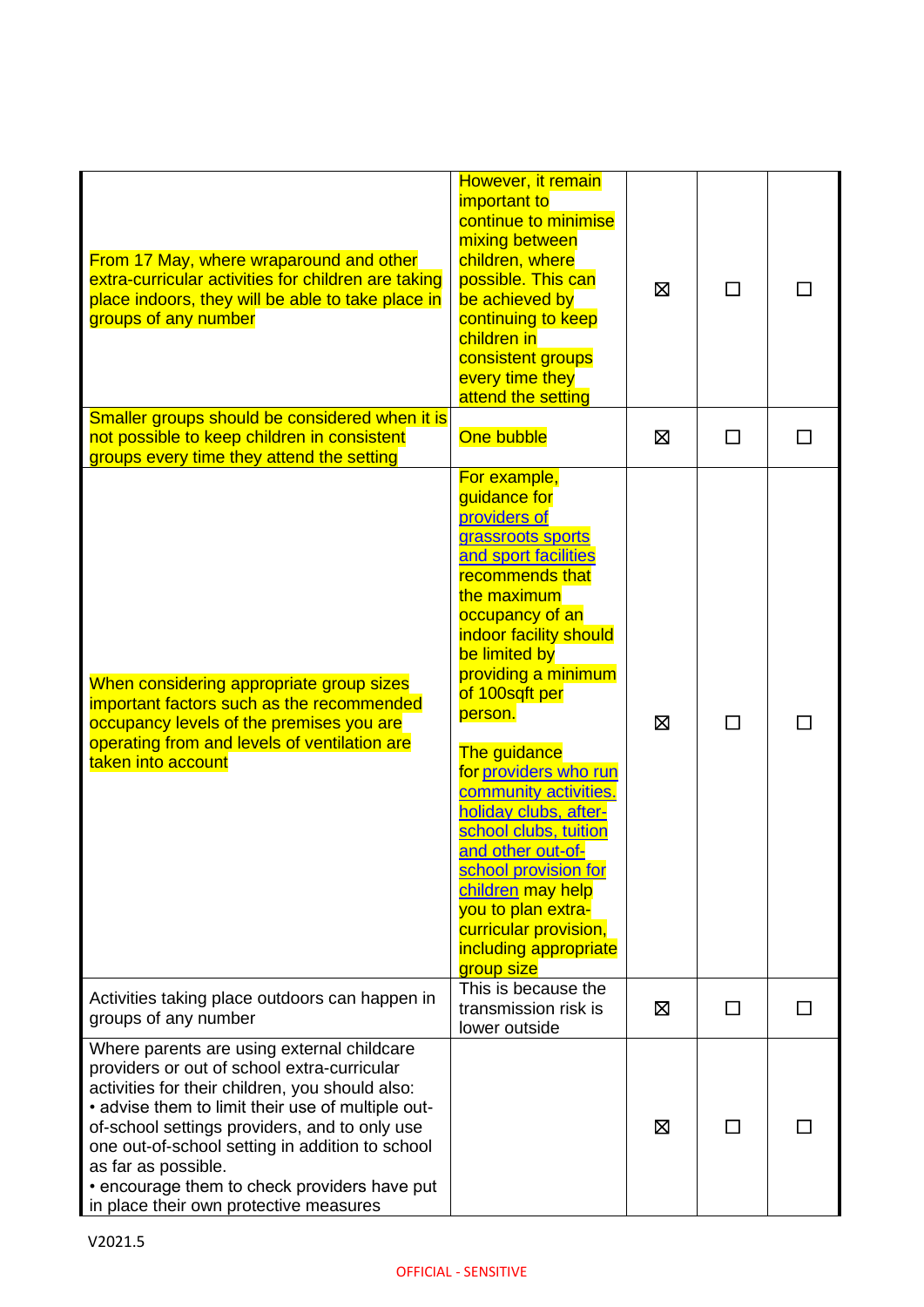| | | | | |
|---|---|---|---|---|
| From 17 May, where wraparound and other extra-curricular activities for children are taking place indoors, they will be able to take place in groups of any number | However, it remain important to continue to minimise mixing between children, where possible. This can be achieved by continuing to keep children in consistent groups every time they attend the setting | ☒ | ☐ | ☐ |
| Smaller groups should be considered when it is not possible to keep children in consistent groups every time they attend the setting | One bubble | ☒ | ☐ | ☐ |
| When considering appropriate group sizes important factors such as the recommended occupancy levels of the premises you are operating from and levels of ventilation are taken into account | For example, guidance for providers of grassroots sports and sport facilities recommends that the maximum occupancy of an indoor facility should be limited by providing a minimum of 100sqft per person.<br><br>The guidance for providers who run community activities, holiday clubs, after-school clubs, tuition and other out-of-school provision for children may help you to plan extra-curricular provision, including appropriate group size | ☒ | ☐ | ☐ |
| Activities taking place outdoors can happen in groups of any number | This is because the transmission risk is lower outside | ☒ | ☐ | ☐ |
| Where parents are using external childcare providers or out of school extra-curricular activities for their children, you should also:<br>• advise them to limit their use of multiple out-of-school settings providers, and to only use one out-of-school setting in addition to school as far as possible.<br>• encourage them to check providers have put in place their own protective measures | | ☒ | ☐ | ☐ |

V2021.5

OFFICIAL - SENSITIVE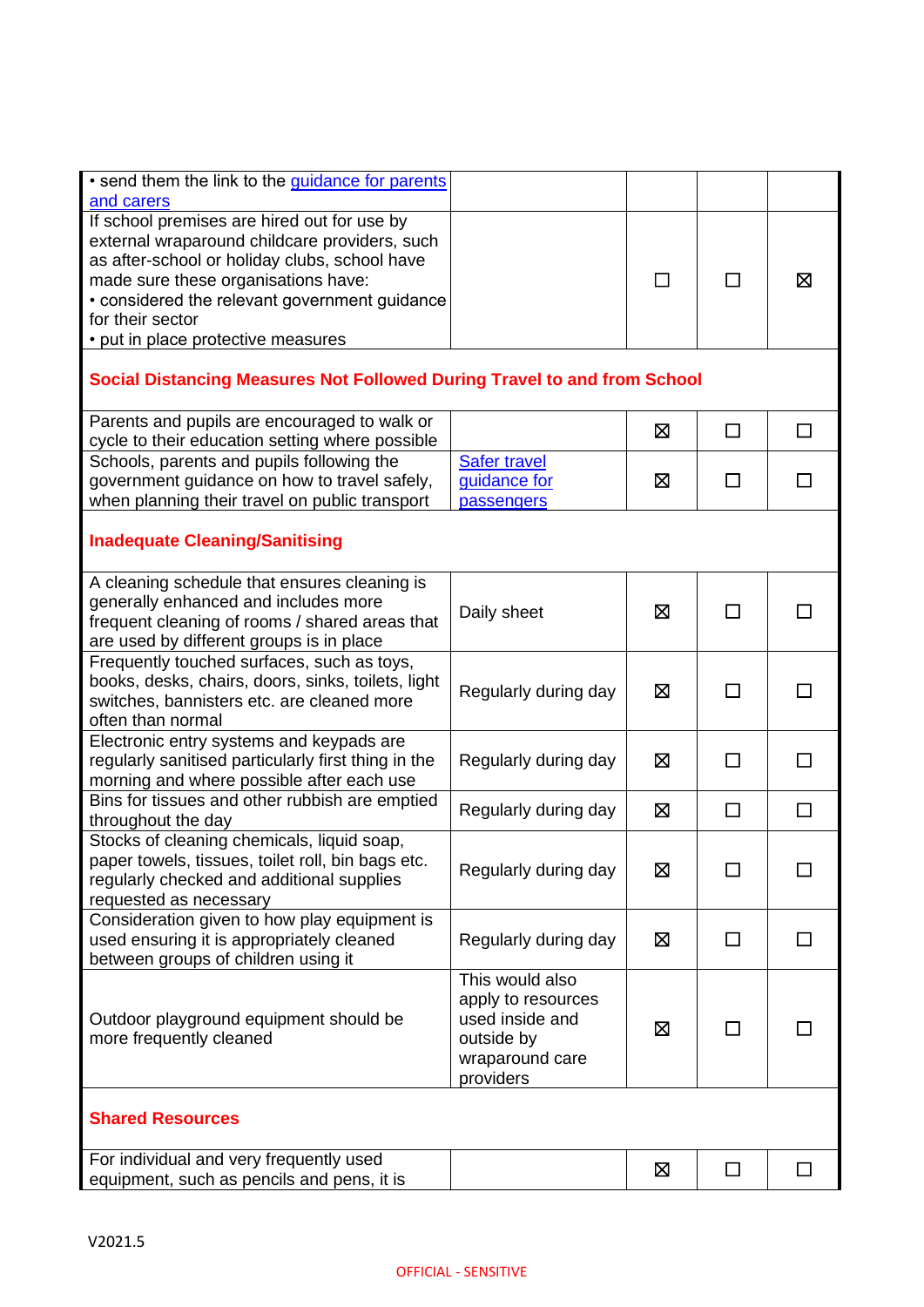| | | | | |
|---|---|---|---|---|
| • send them the link to the [guidance for parents and carers](#) | | | | |
| If school premises are hired out for use by external wraparound childcare providers, such as after-school or holiday clubs, school have made sure these organisations have:<br>• considered the relevant government guidance for their sector<br>• put in place protective measures | | ☐ | ☐ | ☒ |
| **Social Distancing Measures Not Followed During Travel to and from School** | | | | |
| Parents and pupils are encouraged to walk or cycle to their education setting where possible | | ☒ | ☐ | ☐ |
| Schools, parents and pupils following the government guidance on how to travel safely, when planning their travel on public transport | [Safer travel guidance for passengers](#) | ☒ | ☐ | ☐ |
| **Inadequate Cleaning/Sanitising** | | | | |
| A cleaning schedule that ensures cleaning is generally enhanced and includes more frequent cleaning of rooms / shared areas that are used by different groups is in place | Daily sheet | ☒ | ☐ | ☐ |
| Frequently touched surfaces, such as toys, books, desks, chairs, doors, sinks, toilets, light switches, bannisters etc. are cleaned more often than normal | Regularly during day | ☒ | ☐ | ☐ |
| Electronic entry systems and keypads are regularly sanitised particularly first thing in the morning and where possible after each use | Regularly during day | ☒ | ☐ | ☐ |
| Bins for tissues and other rubbish are emptied throughout the day | Regularly during day | ☒ | ☐ | ☐ |
| Stocks of cleaning chemicals, liquid soap, paper towels, tissues, toilet roll, bin bags etc. regularly checked and additional supplies requested as necessary | Regularly during day | ☒ | ☐ | ☐ |
| Consideration given to how play equipment is used ensuring it is appropriately cleaned between groups of children using it | Regularly during day | ☒ | ☐ | ☐ |
| Outdoor playground equipment should be more frequently cleaned | This would also apply to resources used inside and outside by wraparound care providers | ☒ | ☐ | ☐ |
| **Shared Resources** | | | | |
| For individual and very frequently used equipment, such as pencils and pens, it is | | ☒ | ☐ | ☐ |

V2021.5

OFFICIAL - SENSITIVE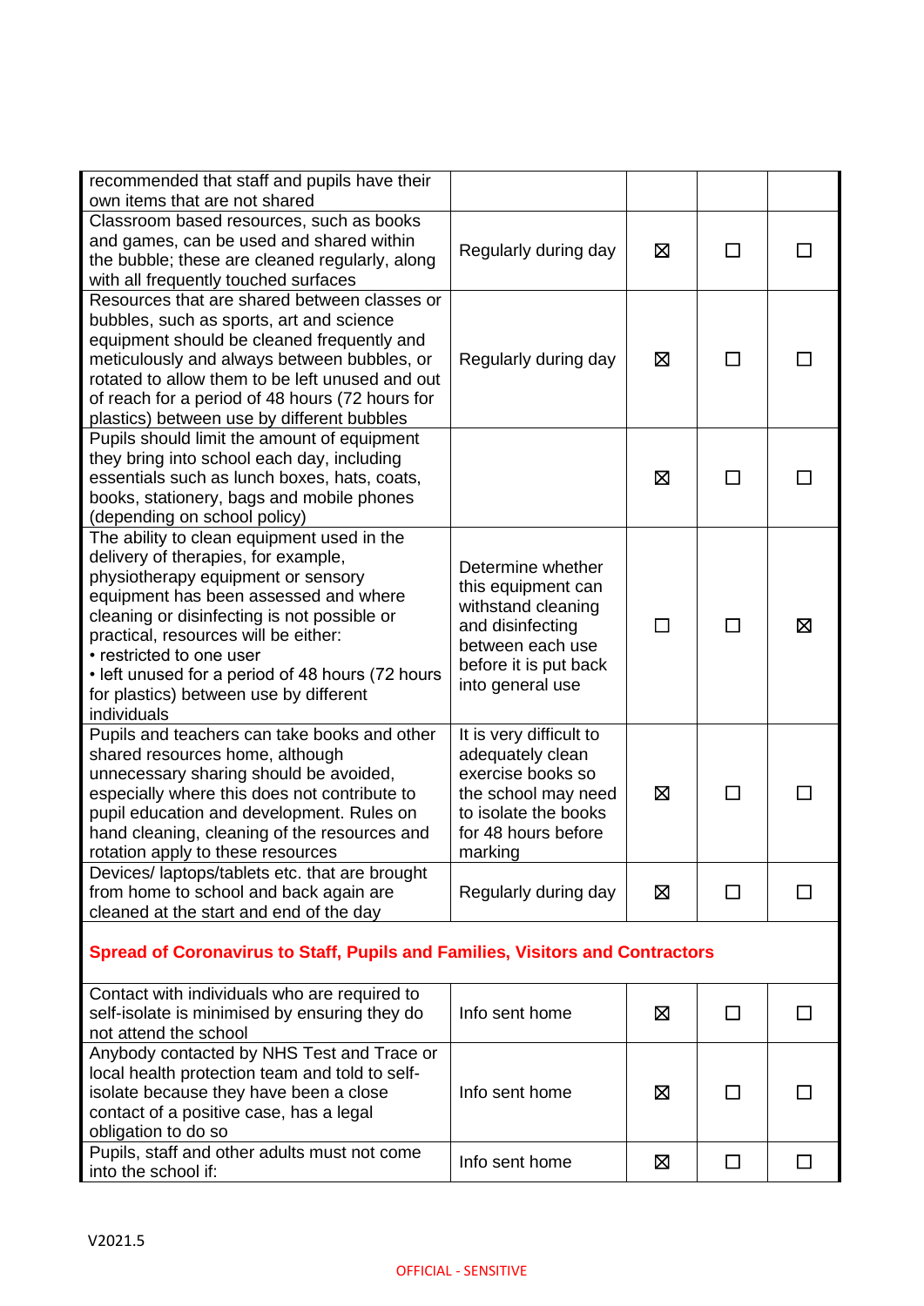| | | | | |
|---|---|---|---|---|
| recommended that staff and pupils have their own items that are not shared | | | | |
| Classroom based resources, such as books and games, can be used and shared within the bubble; these are cleaned regularly, along with all frequently touched surfaces | Regularly during day | ☒ | ☐ | ☐ |
| Resources that are shared between classes or bubbles, such as sports, art and science equipment should be cleaned frequently and meticulously and always between bubbles, or rotated to allow them to be left unused and out of reach for a period of 48 hours (72 hours for plastics) between use by different bubbles | Regularly during day | ☒ | ☐ | ☐ |
| Pupils should limit the amount of equipment they bring into school each day, including essentials such as lunch boxes, hats, coats, books, stationery, bags and mobile phones (depending on school policy) | | ☒ | ☐ | ☐ |
| The ability to clean equipment used in the delivery of therapies, for example, physiotherapy equipment or sensory equipment has been assessed and where cleaning or disinfecting is not possible or practical, resources will be either:<br>• restricted to one user<br>• left unused for a period of 48 hours (72 hours for plastics) between use by different individuals | Determine whether this equipment can withstand cleaning and disinfecting between each use before it is put back into general use | ☐ | ☐ | ☒ |
| Pupils and teachers can take books and other shared resources home, although unnecessary sharing should be avoided, especially where this does not contribute to pupil education and development. Rules on hand cleaning, cleaning of the resources and rotation apply to these resources | It is very difficult to adequately clean exercise books so the school may need to isolate the books for 48 hours before marking | ☒ | ☐ | ☐ |
| Devices/ laptops/tablets etc. that are brought from home to school and back again are cleaned at the start and end of the day | Regularly during day | ☒ | ☐ | ☐ |
| **Spread of Coronavirus to Staff, Pupils and Families, Visitors and Contractors** | | | | |
| Contact with individuals who are required to self-isolate is minimised by ensuring they do not attend the school | Info sent home | ☒ | ☐ | ☐ |
| Anybody contacted by NHS Test and Trace or local health protection team and told to self-isolate because they have been a close contact of a positive case, has a legal obligation to do so | Info sent home | ☒ | ☐ | ☐ |
| Pupils, staff and other adults must not come into the school if: | Info sent home | ☒ | ☐ | ☐ |

V2021.5

OFFICIAL - SENSITIVE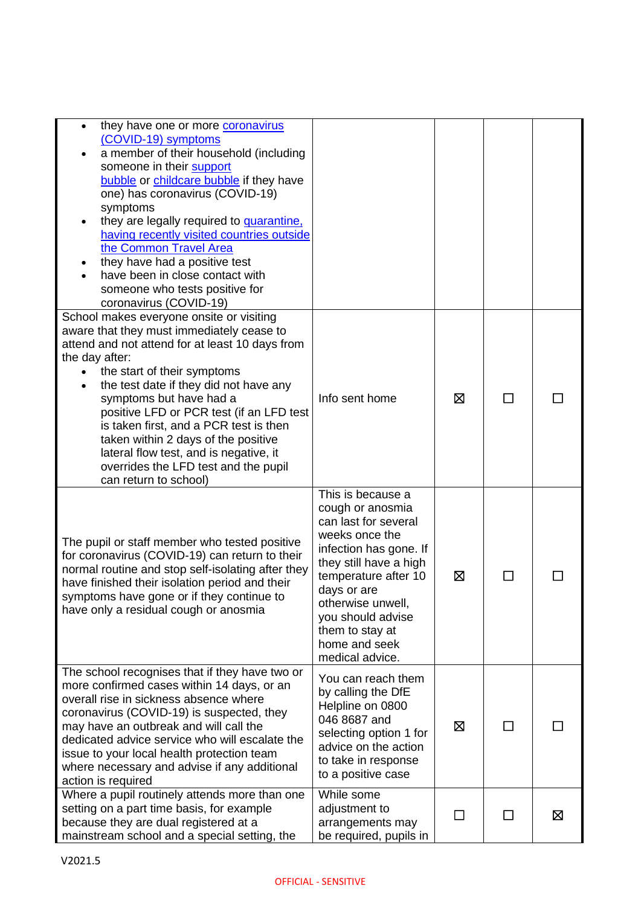| | | | | |
|---|---|---|---|---|
| <ul><li>they have one or more coronavirus (COVID-19) symptoms</li><li>a member of their household (including someone in their support bubble or childcare bubble if they have one) has coronavirus (COVID-19) symptoms</li><li>they are legally required to quarantine, having recently visited countries outside the Common Travel Area</li><li>they have had a positive test</li><li>have been in close contact with someone who tests positive for coronavirus (COVID-19)</li></ul> | | | | |
| School makes everyone onsite or visiting aware that they must immediately cease to attend and not attend for at least 10 days from the day after:<ul><li>the start of their symptoms</li><li>the test date if they did not have any symptoms but have had a positive LFD or PCR test (if an LFD test is taken first, and a PCR test is then taken within 2 days of the positive lateral flow test, and is negative, it overrides the LFD test and the pupil can return to school)</li></ul> | Info sent home | ☒ | ☐ | ☐ |
| The pupil or staff member who tested positive for coronavirus (COVID-19) can return to their normal routine and stop self-isolating after they have finished their isolation period and their symptoms have gone or if they continue to have only a residual cough or anosmia | This is because a cough or anosmia can last for several weeks once the infection has gone. If they still have a high temperature after 10 days or are otherwise unwell, you should advise them to stay at home and seek medical advice. | ☒ | ☐ | ☐ |
| The school recognises that if they have two or more confirmed cases within 14 days, or an overall rise in sickness absence where coronavirus (COVID-19) is suspected, they may have an outbreak and will call the dedicated advice service who will escalate the issue to your local health protection team where necessary and advise if any additional action is required | You can reach them by calling the DfE Helpline on 0800 046 8687 and selecting option 1 for advice on the action to take in response to a positive case | ☒ | ☐ | ☐ |
| Where a pupil routinely attends more than one setting on a part time basis, for example because they are dual registered at a mainstream school and a special setting, the | While some adjustment to arrangements may be required, pupils in | ☐ | ☐ | ☒ |

V2021.5

OFFICIAL - SENSITIVE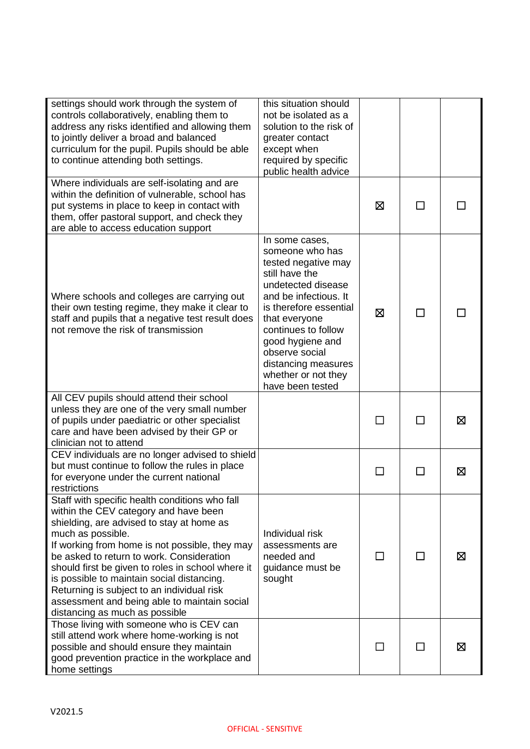| | | | | |
|---|---|---|---|---|
| settings should work through the system of controls collaboratively, enabling them to address any risks identified and allowing them to jointly deliver a broad and balanced curriculum for the pupil. Pupils should be able to continue attending both settings. | this situation should not be isolated as a solution to the risk of greater contact except when required by specific public health advice | | | |
| Where individuals are self-isolating and are within the definition of vulnerable, school has put systems in place to keep in contact with them, offer pastoral support, and check they are able to access education support | | ☒ | ☐ | ☐ |
| Where schools and colleges are carrying out their own testing regime, they make it clear to staff and pupils that a negative test result does not remove the risk of transmission | In some cases, someone who has tested negative may still have the undetected disease and be infectious. It is therefore essential that everyone continues to follow good hygiene and observe social distancing measures whether or not they have been tested | ☒ | ☐ | ☐ |
| All CEV pupils should attend their school unless they are one of the very small number of pupils under paediatric or other specialist care and have been advised by their GP or clinician not to attend | | ☐ | ☐ | ☒ |
| CEV individuals are no longer advised to shield but must continue to follow the rules in place for everyone under the current national restrictions | | ☐ | ☐ | ☒ |
| Staff with specific health conditions who fall within the CEV category and have been shielding, are advised to stay at home as much as possible.<br>If working from home is not possible, they may be asked to return to work. Consideration should first be given to roles in school where it is possible to maintain social distancing. Returning is subject to an individual risk assessment and being able to maintain social distancing as much as possible | Individual risk assessments are needed and guidance must be sought | ☐ | ☐ | ☒ |
| Those living with someone who is CEV can still attend work where home-working is not possible and should ensure they maintain good prevention practice in the workplace and home settings | | ☐ | ☐ | ☒ |

V2021.5

OFFICIAL - SENSITIVE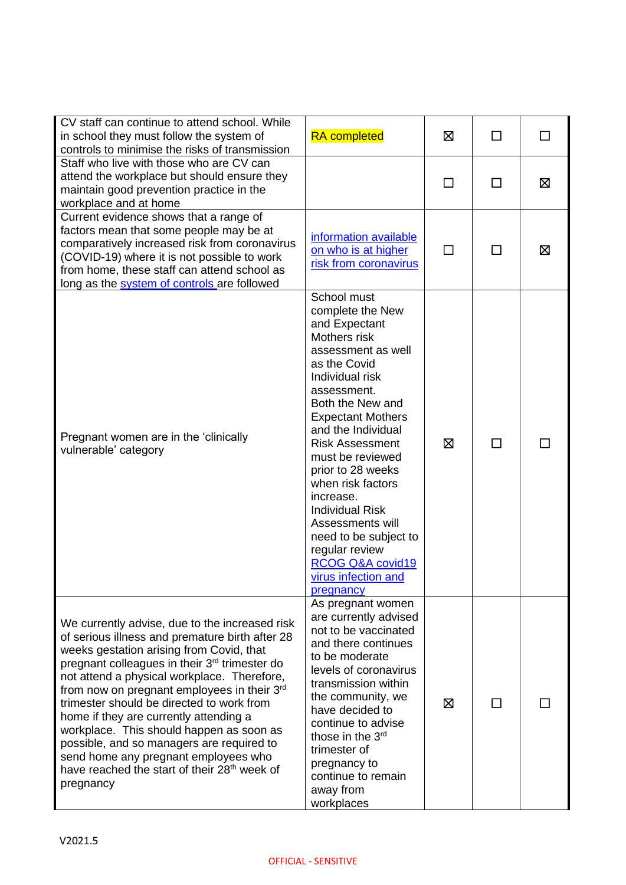| | | | | |
|---|---|---|---|---|
| CV staff can continue to attend school. While in school they must follow the system of controls to minimise the risks of transmission | RA completed | ☒ | ☐ | ☐ |
| Staff who live with those who are CV can attend the workplace but should ensure they maintain good prevention practice in the workplace and at home | | ☐ | ☐ | ☒ |
| Current evidence shows that a range of factors mean that some people may be at comparatively increased risk from coronavirus (COVID-19) where it is not possible to work from home, these staff can attend school as long as the system of controls are followed | information available on who is at higher risk from coronavirus | ☐ | ☐ | ☒ |
| Pregnant women are in the 'clinically vulnerable' category | School must complete the New and Expectant Mothers risk assessment as well as the Covid Individual risk assessment. Both the New and Expectant Mothers and the Individual Risk Assessment must be reviewed prior to 28 weeks when risk factors increase. Individual Risk Assessments will need to be subject to regular review RCOG Q&A covid19 virus infection and pregnancy | ☒ | ☐ | ☐ |
| We currently advise, due to the increased risk of serious illness and premature birth after 28 weeks gestation arising from Covid, that pregnant colleagues in their 3rd trimester do not attend a physical workplace. Therefore, from now on pregnant employees in their 3rd trimester should be directed to work from home if they are currently attending a workplace. This should happen as soon as possible, and so managers are required to send home any pregnant employees who have reached the start of their 28th week of pregnancy | As pregnant women are currently advised not to be vaccinated and there continues to be moderate levels of coronavirus transmission within the community, we have decided to continue to advise those in the 3rd trimester of pregnancy to continue to remain away from workplaces | ☒ | ☐ | ☐ |

V2021.5

OFFICIAL - SENSITIVE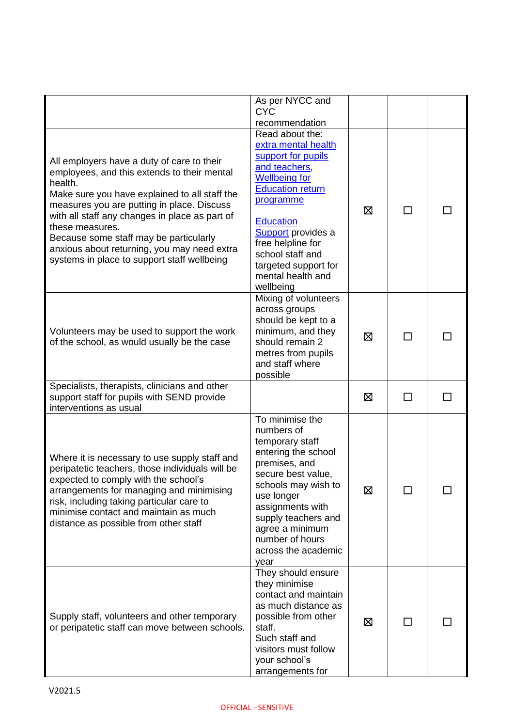| | | | | |
|---|---|---|---|---|
| | As per NYCC and CYC recommendation | | | |
| All employers have a duty of care to their employees, and this extends to their mental health.<br>Make sure you have explained to all staff the measures you are putting in place. Discuss with all staff any changes in place as part of these measures.<br>Because some staff may be particularly anxious about returning, you may need extra systems in place to support staff wellbeing | Read about the: extra mental health support for pupils and teachers, Wellbeing for Education return programme<br><br>Education Support provides a free helpline for school staff and targeted support for mental health and wellbeing | ☒ | ☐ | ☐ |
| Volunteers may be used to support the work of the school, as would usually be the case | Mixing of volunteers across groups should be kept to a minimum, and they should remain 2 metres from pupils and staff where possible | ☒ | ☐ | ☐ |
| Specialists, therapists, clinicians and other support staff for pupils with SEND provide interventions as usual | | ☒ | ☐ | ☐ |
| Where it is necessary to use supply staff and peripatetic teachers, those individuals will be expected to comply with the school's arrangements for managing and minimising risk, including taking particular care to minimise contact and maintain as much distance as possible from other staff | To minimise the numbers of temporary staff entering the school premises, and secure best value, schools may wish to use longer assignments with supply teachers and agree a minimum number of hours across the academic year | ☒ | ☐ | ☐ |
| Supply staff, volunteers and other temporary or peripatetic staff can move between schools. | They should ensure they minimise contact and maintain as much distance as possible from other staff.<br>Such staff and visitors must follow your school's arrangements for | ☒ | ☐ | ☐ |

V2021.5

OFFICIAL - SENSITIVE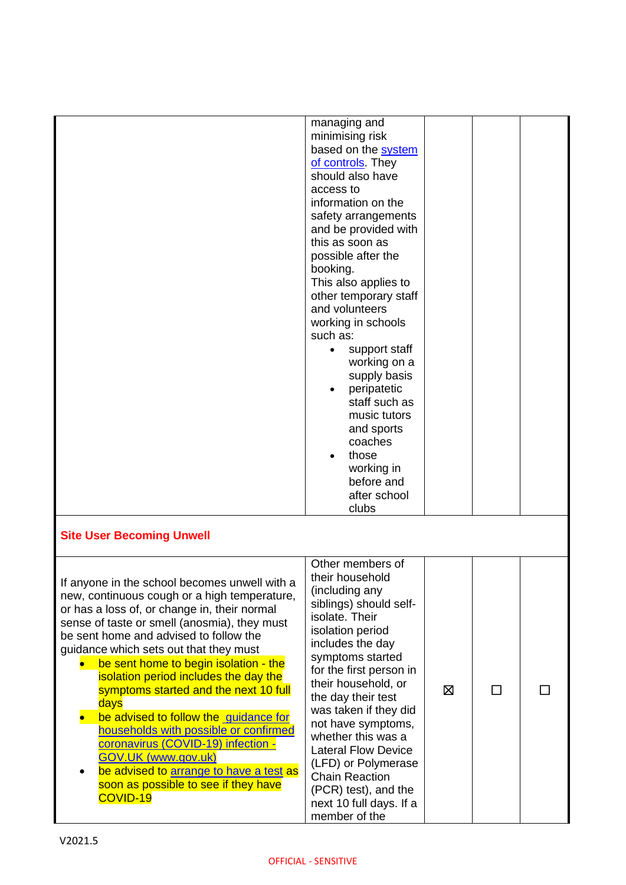| | | | | |
|---|---|---|---|---|
| | managing and minimising risk based on the system of controls. They should also have access to information on the safety arrangements and be provided with this as soon as possible after the booking.<br>This also applies to other temporary staff and volunteers working in schools such as:<br>• support staff working on a supply basis<br>• peripatetic staff such as music tutors and sports coaches<br>• those working in before and after school clubs | | | |
| **Site User Becoming Unwell** | | | | |
| If anyone in the school becomes unwell with a new, continuous cough or a high temperature, or has a loss of, or change in, their normal sense of taste or smell (anosmia), they must be sent home and advised to follow the guidance which sets out that they must<br>• be sent home to begin isolation - the isolation period includes the day the symptoms started and the next 10 full days<br>• be advised to follow the guidance for households with possible or confirmed coronavirus (COVID-19) infection - GOV.UK (www.gov.uk)<br>• be advised to arrange to have a test as soon as possible to see if they have COVID-19 | Other members of their household (including any siblings) should self-isolate. Their isolation period includes the day symptoms started for the first person in their household, or the day their test was taken if they did not have symptoms, whether this was a Lateral Flow Device (LFD) or Polymerase Chain Reaction (PCR) test), and the next 10 full days. If a member of the | ☒ | ☐ | ☐ |

V2021.5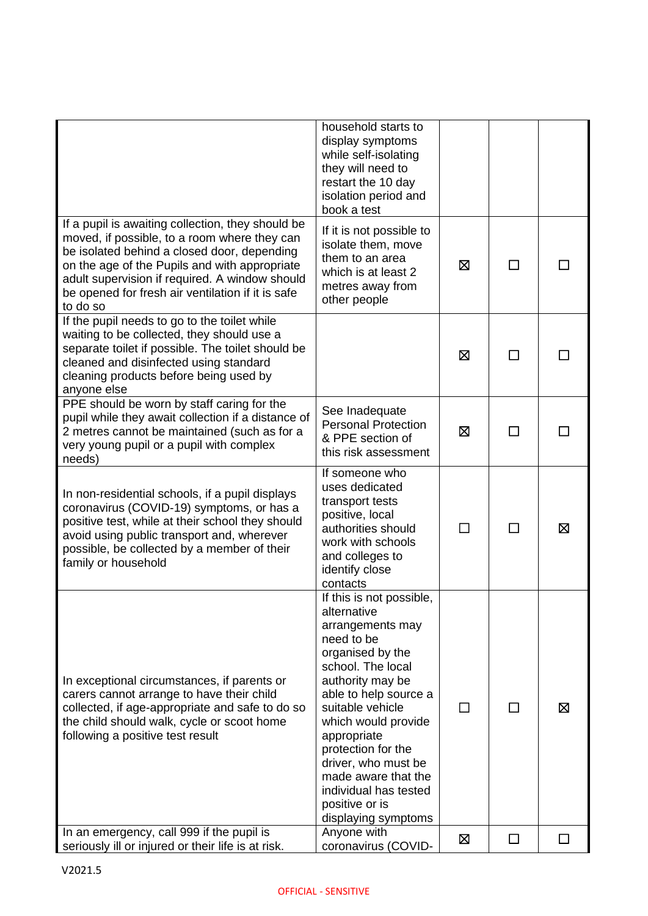| | | | | |
|---|---|---|---|---|
| | household starts to display symptoms while self-isolating they will need to restart the 10 day isolation period and book a test | | | |
| If a pupil is awaiting collection, they should be moved, if possible, to a room where they can be isolated behind a closed door, depending on the age of the Pupils and with appropriate adult supervision if required. A window should be opened for fresh air ventilation if it is safe to do so | If it is not possible to isolate them, move them to an area which is at least 2 metres away from other people | ☒ | ☐ | ☐ |
| If the pupil needs to go to the toilet while waiting to be collected, they should use a separate toilet if possible. The toilet should be cleaned and disinfected using standard cleaning products before being used by anyone else | | ☒ | ☐ | ☐ |
| PPE should be worn by staff caring for the pupil while they await collection if a distance of 2 metres cannot be maintained (such as for a very young pupil or a pupil with complex needs) | See Inadequate Personal Protection & PPE section of this risk assessment | ☒ | ☐ | ☐ |
| In non-residential schools, if a pupil displays coronavirus (COVID-19) symptoms, or has a positive test, while at their school they should avoid using public transport and, wherever possible, be collected by a member of their family or household | If someone who uses dedicated transport tests positive, local authorities should work with schools and colleges to identify close contacts | ☐ | ☐ | ☒ |
| In exceptional circumstances, if parents or carers cannot arrange to have their child collected, if age-appropriate and safe to do so the child should walk, cycle or scoot home following a positive test result | If this is not possible, alternative arrangements may need to be organised by the school. The local authority may be able to help source a suitable vehicle which would provide appropriate protection for the driver, who must be made aware that the individual has tested positive or is displaying symptoms | ☐ | ☐ | ☒ |
| In an emergency, call 999 if the pupil is seriously ill or injured or their life is at risk. | Anyone with coronavirus (COVID- | ☒ | ☐ | ☐ |

V2021.5

OFFICIAL - SENSITIVE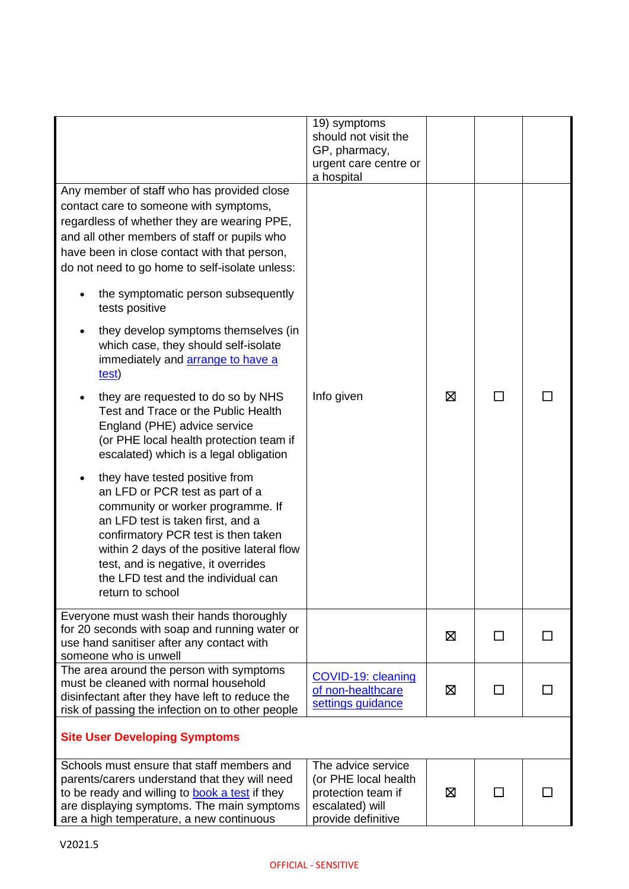| | | | | |
|---|---|---|---|---|
| | 19) symptoms should not visit the GP, pharmacy, urgent care centre or a hospital | | | |
| Any member of staff who has provided close contact care to someone with symptoms, regardless of whether they are wearing PPE, and all other members of staff or pupils who have been in close contact with that person, do not need to go home to self-isolate unless:<br><br>• the symptomatic person subsequently tests positive<br>• they develop symptoms themselves (in which case, they should self-isolate immediately and [arrange to have a test](#))<br>• they are requested to do so by NHS Test and Trace or the Public Health England (PHE) advice service (or PHE local health protection team if escalated) which is a legal obligation<br>• they have tested positive from an LFD or PCR test as part of a community or worker programme. If an LFD test is taken first, and a confirmatory PCR test is then taken within 2 days of the positive lateral flow test, and is negative, it overrides the LFD test and the individual can return to school | Info given | ☒ | ☐ | ☐ |
| Everyone must wash their hands thoroughly for 20 seconds with soap and running water or use hand sanitiser after any contact with someone who is unwell | | ☒ | ☐ | ☐ |
| The area around the person with symptoms must be cleaned with normal household disinfectant after they have left to reduce the risk of passing the infection on to other people | [COVID-19: cleaning of non-healthcare settings guidance](#) | ☒ | ☐ | ☐ |
| **Site User Developing Symptoms** | | | | |
| Schools must ensure that staff members and parents/carers understand that they will need to be ready and willing to [book a test](#) if they are displaying symptoms. The main symptoms are a high temperature, a new continuous | The advice service (or PHE local health protection team if escalated) will provide definitive | ☒ | ☐ | ☐ |

V2021.5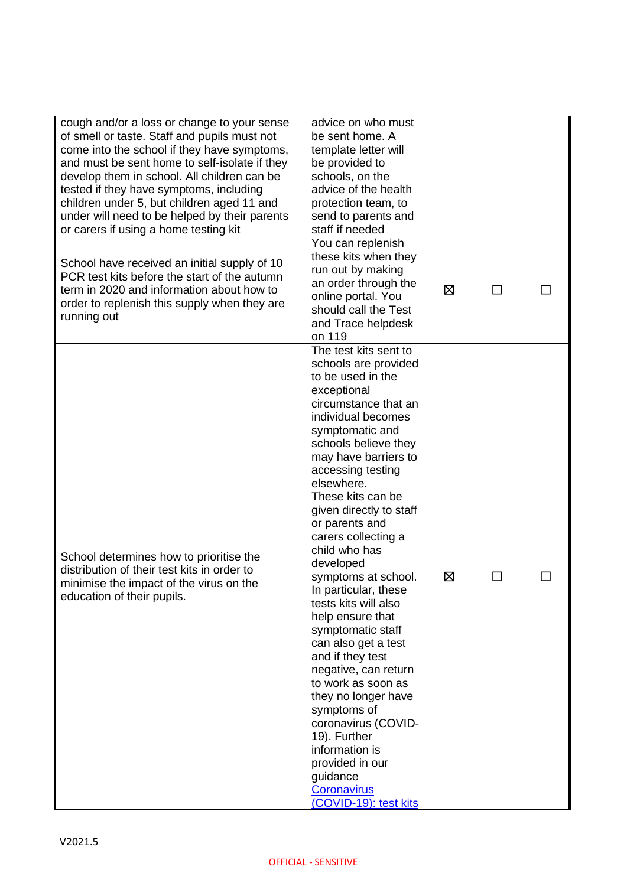| | | | | |
|---|---|---|---|---|
| cough and/or a loss or change to your sense of smell or taste. Staff and pupils must not come into the school if they have symptoms, and must be sent home to self-isolate if they develop them in school. All children can be tested if they have symptoms, including children under 5, but children aged 11 and under will need to be helped by their parents or carers if using a home testing kit | advice on who must be sent home. A template letter will be provided to schools, on the advice of the health protection team, to send to parents and staff if needed | | | |
| School have received an initial supply of 10 PCR test kits before the start of the autumn term in 2020 and information about how to order to replenish this supply when they are running out | You can replenish these kits when they run out by making an order through the online portal. You should call the Test and Trace helpdesk on 119 | ☒ | ☐ | ☐ |
| School determines how to prioritise the distribution of their test kits in order to minimise the impact of the virus on the education of their pupils. | The test kits sent to schools are provided to be used in the exceptional circumstance that an individual becomes symptomatic and schools believe they may have barriers to accessing testing elsewhere. These kits can be given directly to staff or parents and carers collecting a child who has developed symptoms at school. In particular, these tests kits will also help ensure that symptomatic staff can also get a test and if they test negative, can return to work as soon as they no longer have symptoms of coronavirus (COVID-19). Further information is provided in our guidance [Coronavirus (COVID-19): test kits | ☒ | ☐ | ☐ |

V2021.5

OFFICIAL - SENSITIVE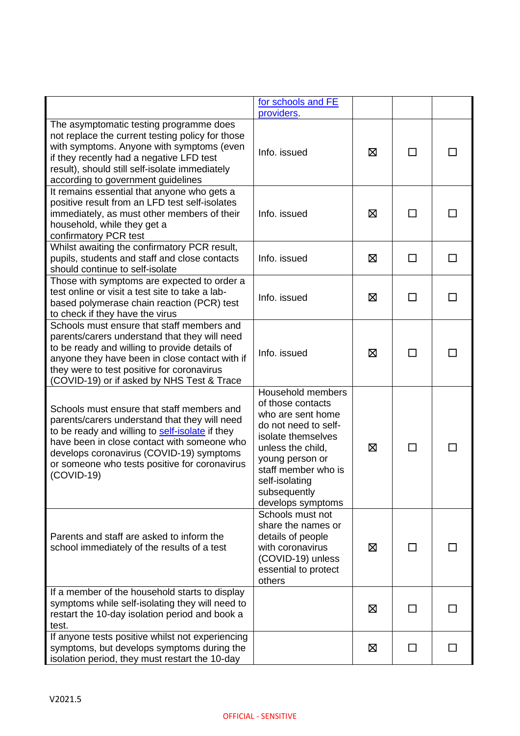| | | | | |
|---|---|---|---|---|
| | [for schools and FE providers](). | | | |
| The asymptomatic testing programme does not replace the current testing policy for those with symptoms. Anyone with symptoms (even if they recently had a negative LFD test result), should still self-isolate immediately according to government guidelines | Info. issued | ☒ | ☐ | ☐ |
| It remains essential that anyone who gets a positive result from an LFD test self-isolates immediately, as must other members of their household, while they get a confirmatory PCR test | Info. issued | ☒ | ☐ | ☐ |
| Whilst awaiting the confirmatory PCR result, pupils, students and staff and close contacts should continue to self-isolate | Info. issued | ☒ | ☐ | ☐ |
| Those with symptoms are expected to order a test online or visit a test site to take a lab-based polymerase chain reaction (PCR) test to check if they have the virus | Info. issued | ☒ | ☐ | ☐ |
| Schools must ensure that staff members and parents/carers understand that they will need to be ready and willing to provide details of anyone they have been in close contact with if they were to test positive for coronavirus (COVID-19) or if asked by NHS Test & Trace | Info. issued | ☒ | ☐ | ☐ |
| Schools must ensure that staff members and parents/carers understand that they will need to be ready and willing to [self-isolate]() if they have been in close contact with someone who develops coronavirus (COVID-19) symptoms or someone who tests positive for coronavirus (COVID-19) | Household members of those contacts who are sent home do not need to self-isolate themselves unless the child, young person or staff member who is self-isolating subsequently develops symptoms | ☒ | ☐ | ☐ |
| Parents and staff are asked to inform the school immediately of the results of a test | Schools must not share the names or details of people with coronavirus (COVID-19) unless essential to protect others | ☒ | ☐ | ☐ |
| If a member of the household starts to display symptoms while self-isolating they will need to restart the 10-day isolation period and book a test. | | ☒ | ☐ | ☐ |
| If anyone tests positive whilst not experiencing symptoms, but develops symptoms during the isolation period, they must restart the 10-day | | ☒ | ☐ | ☐ |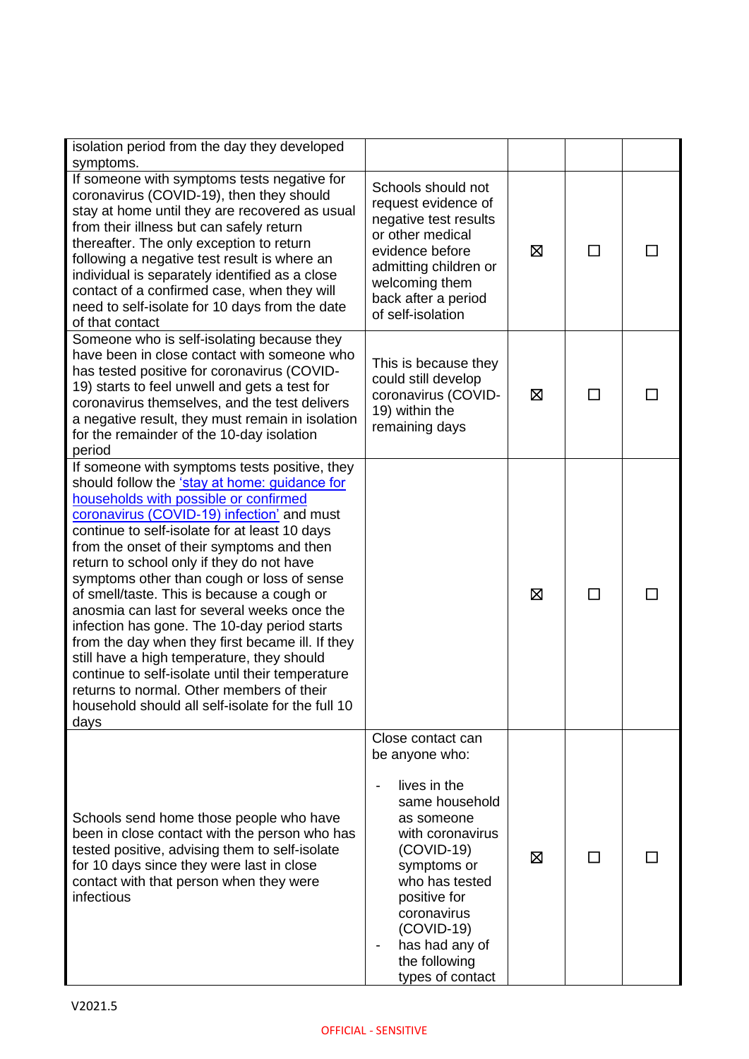| | | | | |
|---|---|---|---|---|
| isolation period from the day they developed symptoms. | | | | |
| If someone with symptoms tests negative for coronavirus (COVID-19), then they should stay at home until they are recovered as usual from their illness but can safely return thereafter. The only exception to return following a negative test result is where an individual is separately identified as a close contact of a confirmed case, when they will need to self-isolate for 10 days from the date of that contact | Schools should not request evidence of negative test results or other medical evidence before admitting children or welcoming them back after a period of self-isolation | ☒ | ☐ | ☐ |
| Someone who is self-isolating because they have been in close contact with someone who has tested positive for coronavirus (COVID-19) starts to feel unwell and gets a test for coronavirus themselves, and the test delivers a negative result, they must remain in isolation for the remainder of the 10-day isolation period | This is because they could still develop coronavirus (COVID-19) within the remaining days | ☒ | ☐ | ☐ |
| If someone with symptoms tests positive, they should follow the ['stay at home: guidance for households with possible or confirmed coronavirus (COVID-19) infection'](#) and must continue to self-isolate for at least 10 days from the onset of their symptoms and then return to school only if they do not have symptoms other than cough or loss of sense of smell/taste. This is because a cough or anosmia can last for several weeks once the infection has gone. The 10-day period starts from the day when they first became ill. If they still have a high temperature, they should continue to self-isolate until their temperature returns to normal. Other members of their household should all self-isolate for the full 10 days | | ☒ | ☐ | ☐ |
| Schools send home those people who have been in close contact with the person who has tested positive, advising them to self-isolate for 10 days since they were last in close contact with that person when they were infectious | Close contact can be anyone who:<br><br>- lives in the same household as someone with coronavirus (COVID-19) symptoms or who has tested positive for coronavirus (COVID-19)<br>- has had any of the following types of contact | ☒ | ☐ | ☐ |

V2021.5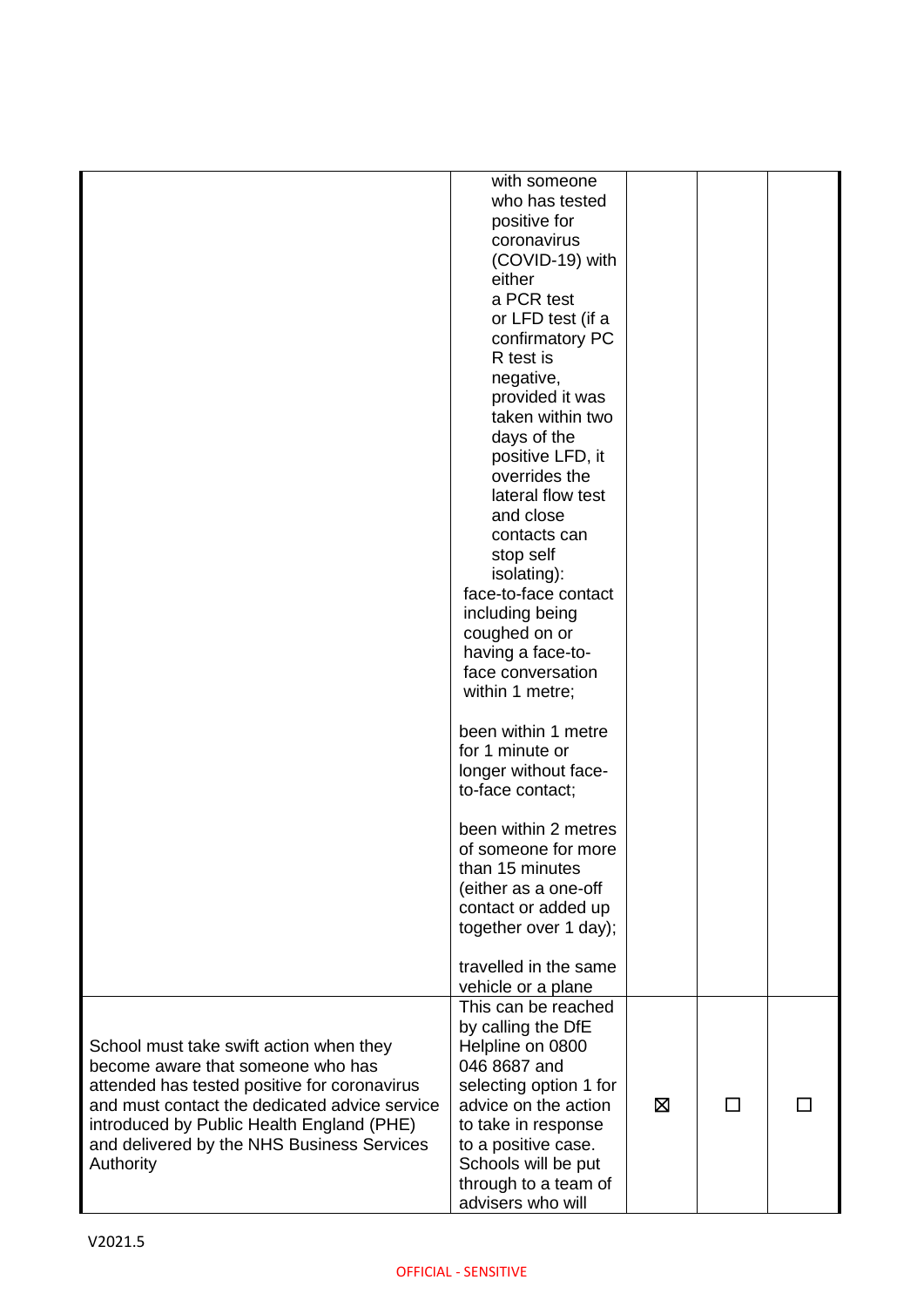| | | | | |
|---|---|---|---|---|
| | with someone who has tested positive for coronavirus (COVID-19) with either a PCR test or LFD test (if a confirmatory PCR test is negative, provided it was taken within two days of the positive LFD, it overrides the lateral flow test and close contacts can stop self isolating): face-to-face contact including being coughed on or having a face-to-face conversation within 1 metre;<br><br>been within 1 metre for 1 minute or longer without face-to-face contact;<br><br>been within 2 metres of someone for more than 15 minutes (either as a one-off contact or added up together over 1 day);<br><br>travelled in the same vehicle or a plane | | | |
| School must take swift action when they become aware that someone who has attended has tested positive for coronavirus and must contact the dedicated advice service introduced by Public Health England (PHE) and delivered by the NHS Business Services Authority | This can be reached by calling the DfE Helpline on 0800 046 8687 and selecting option 1 for advice on the action to take in response to a positive case. Schools will be put through to a team of advisers who will | ☒ | ☐ | ☐ |

V2021.5

OFFICIAL - SENSITIVE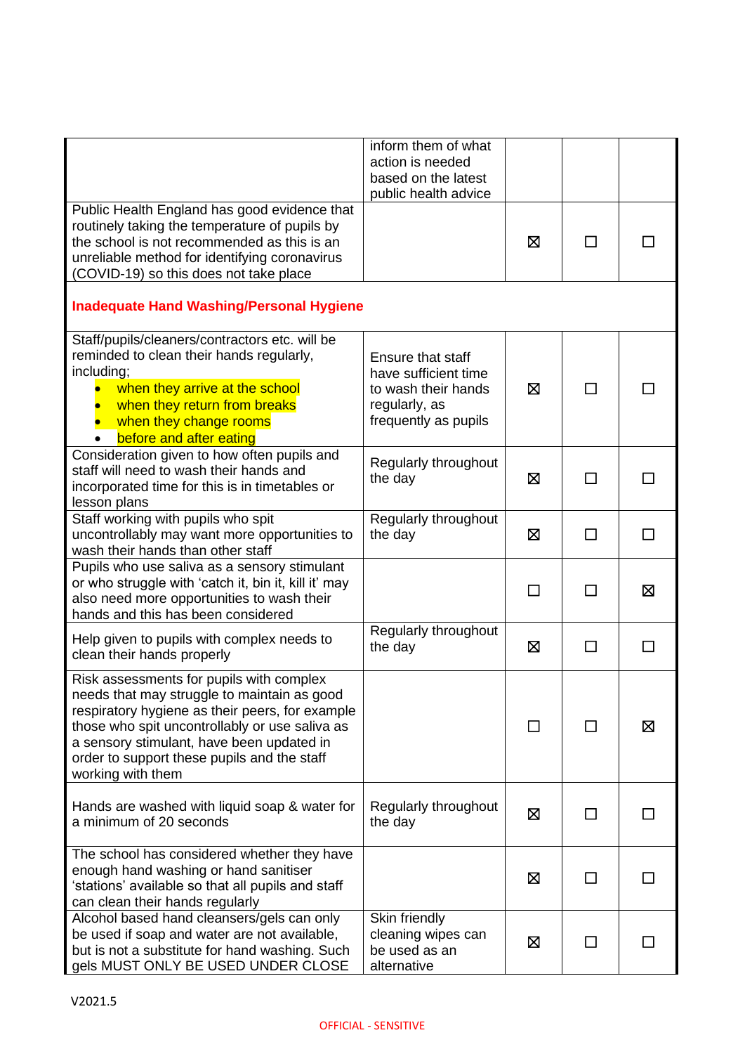| | | | | |
|---|---|---|---|---|
| | inform them of what action is needed based on the latest public health advice | | | |
| Public Health England has good evidence that routinely taking the temperature of pupils by the school is not recommended as this is an unreliable method for identifying coronavirus (COVID-19) so this does not take place | | ☒ | ☐ | ☐ |
| **Inadequate Hand Washing/Personal Hygiene** | | | | |
| Staff/pupils/cleaners/contractors etc. will be reminded to clean their hands regularly, including; <br>• when they arrive at the school <br>• when they return from breaks <br>• when they change rooms <br>• before and after eating | Ensure that staff have sufficient time to wash their hands regularly, as frequently as pupils | ☒ | ☐ | ☐ |
| Consideration given to how often pupils and staff will need to wash their hands and incorporated time for this is in timetables or lesson plans | Regularly throughout the day | ☒ | ☐ | ☐ |
| Staff working with pupils who spit uncontrollably may want more opportunities to wash their hands than other staff | Regularly throughout the day | ☒ | ☐ | ☐ |
| Pupils who use saliva as a sensory stimulant or who struggle with 'catch it, bin it, kill it' may also need more opportunities to wash their hands and this has been considered | | ☐ | ☐ | ☒ |
| Help given to pupils with complex needs to clean their hands properly | Regularly throughout the day | ☒ | ☐ | ☐ |
| Risk assessments for pupils with complex needs that may struggle to maintain as good respiratory hygiene as their peers, for example those who spit uncontrollably or use saliva as a sensory stimulant, have been updated in order to support these pupils and the staff working with them | | ☐ | ☐ | ☒ |
| Hands are washed with liquid soap & water for a minimum of 20 seconds | Regularly throughout the day | ☒ | ☐ | ☐ |
| The school has considered whether they have enough hand washing or hand sanitiser 'stations' available so that all pupils and staff can clean their hands regularly | | ☒ | ☐ | ☐ |
| Alcohol based hand cleansers/gels can only be used if soap and water are not available, but is not a substitute for hand washing. Such gels MUST ONLY BE USED UNDER CLOSE | Skin friendly cleaning wipes can be used as an alternative | ☒ | ☐ | ☐ |

V2021.5

OFFICIAL - SENSITIVE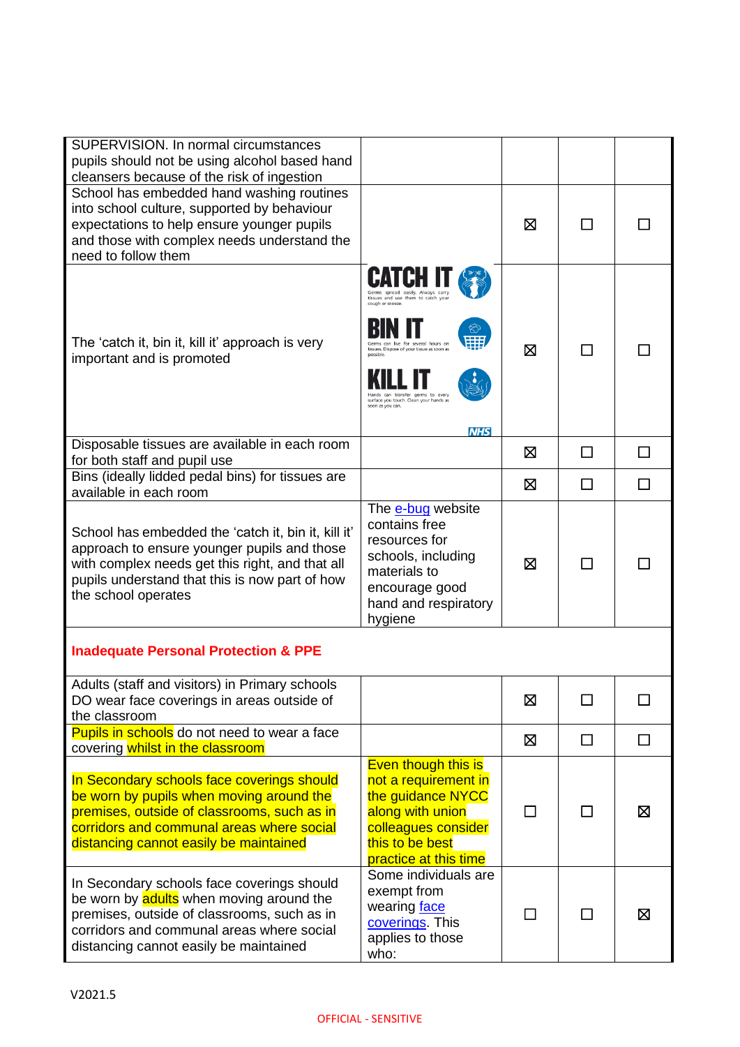| | | | | |
|---|---|---|---|---|
| SUPERVISION. In normal circumstances pupils should not be using alcohol based hand cleansers because of the risk of ingestion | | | | |
| School has embedded hand washing routines into school culture, supported by behaviour expectations to help ensure younger pupils and those with complex needs understand the need to follow them | | ☒ | ☐ | ☐ |
| The 'catch it, bin it, kill it' approach is very important and is promoted | CATCH IT Germs spread easily. Always carry tissues and use them to catch your cough or sneeze. BIN IT Germs can live for several hours on tissues. Dispose of your tissue as soon as possible. KILL IT Hands can transfer germs to every surface you touch. Clean your hands as soon as you can. NHS | ☒ | ☐ | ☐ |
| Disposable tissues are available in each room for both staff and pupil use | | ☒ | ☐ | ☐ |
| Bins (ideally lidded pedal bins) for tissues are available in each room | | ☒ | ☐ | ☐ |
| School has embedded the 'catch it, bin it, kill it' approach to ensure younger pupils and those with complex needs get this right, and that all pupils understand that this is now part of how the school operates | The [e-bug](#) website contains free resources for schools, including materials to encourage good hand and respiratory hygiene | ☒ | ☐ | ☐ |
| **Inadequate Personal Protection & PPE** | | | | |
| Adults (staff and visitors) in Primary schools DO wear face coverings in areas outside of the classroom | | ☒ | ☐ | ☐ |
| Pupils in schools do not need to wear a face covering whilst in the classroom | | ☒ | ☐ | ☐ |
| In Secondary schools face coverings should be worn by pupils when moving around the premises, outside of classrooms, such as in corridors and communal areas where social distancing cannot easily be maintained | Even though this is not a requirement in the guidance NYCC along with union colleagues consider this to be best practice at this time | ☐ | ☐ | ☒ |
| In Secondary schools face coverings should be worn by adults when moving around the premises, outside of classrooms, such as in corridors and communal areas where social distancing cannot easily be maintained | Some individuals are exempt from wearing [face coverings](#). This applies to those who: | ☐ | ☐ | ☒ |

V2021.5

OFFICIAL - SENSITIVE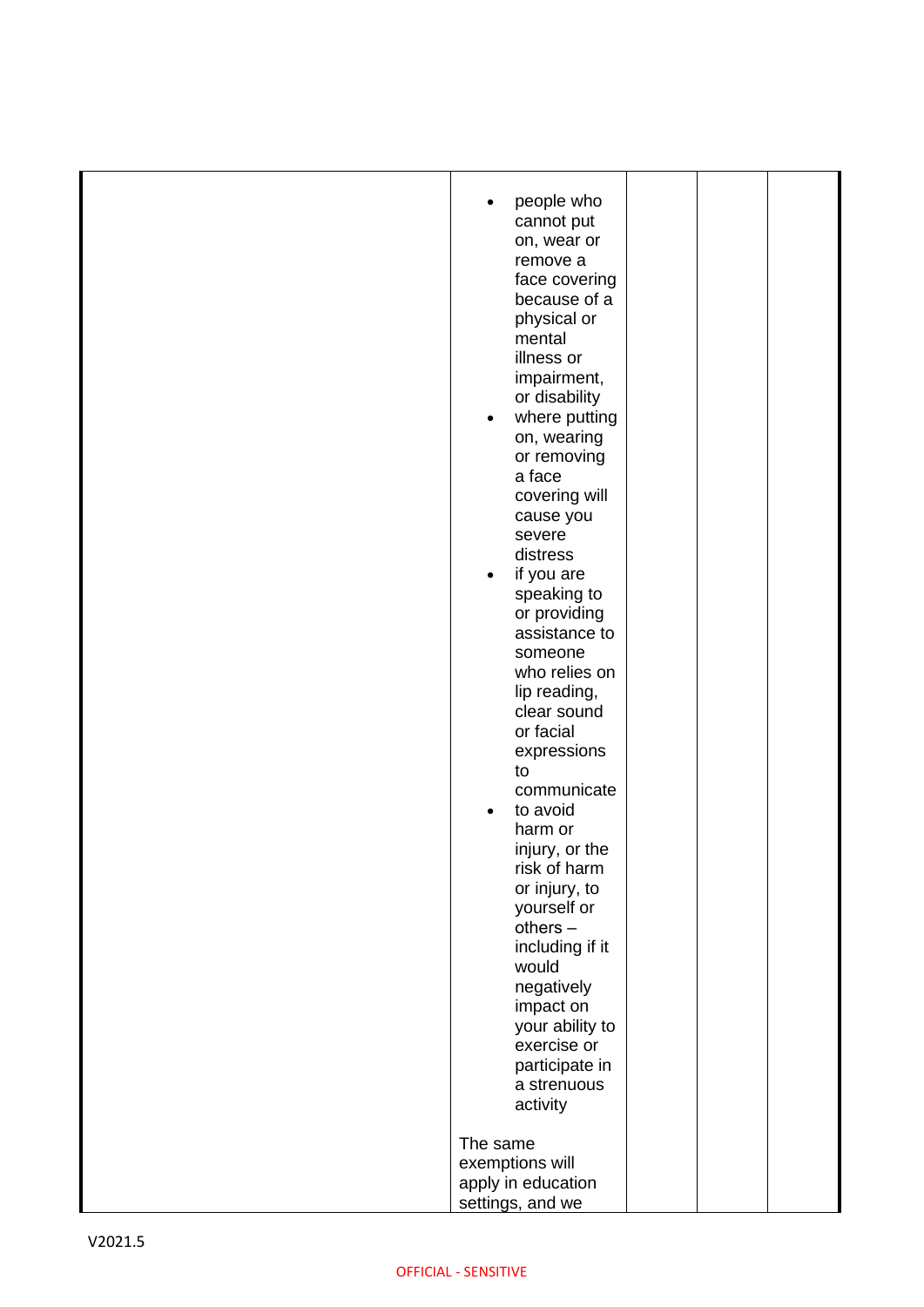| | | | | |
|---|---|---|---|---|
| | <ul><li>people who cannot put on, wear or remove a face covering because of a physical or mental illness or impairment, or disability</li><li>where putting on, wearing or removing a face covering will cause you severe distress</li><li>if you are speaking to or providing assistance to someone who relies on lip reading, clear sound or facial expressions to communicate</li><li>to avoid harm or injury, or the risk of harm or injury, to yourself or others – including if it would negatively impact on your ability to exercise or participate in a strenuous activity</li></ul><br>The same exemptions will apply in education settings, and we | | | |

V2021.5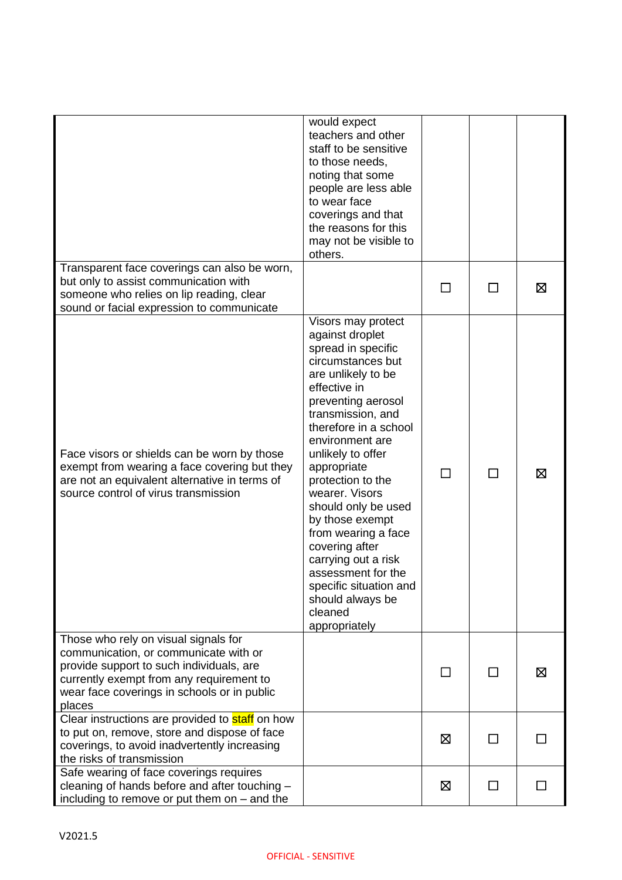| | | | | |
|---|---|---|---|---|
| | would expect teachers and other staff to be sensitive to those needs, noting that some people are less able to wear face coverings and that the reasons for this may not be visible to others. | | | |
| Transparent face coverings can also be worn, but only to assist communication with someone who relies on lip reading, clear sound or facial expression to communicate | | ☐ | ☐ | ☒ |
| Face visors or shields can be worn by those exempt from wearing a face covering but they are not an equivalent alternative in terms of source control of virus transmission | Visors may protect against droplet spread in specific circumstances but are unlikely to be effective in preventing aerosol transmission, and therefore in a school environment are unlikely to offer appropriate protection to the wearer. Visors should only be used by those exempt from wearing a face covering after carrying out a risk assessment for the specific situation and should always be cleaned appropriately | ☐ | ☐ | ☒ |
| Those who rely on visual signals for communication, or communicate with or provide support to such individuals, are currently exempt from any requirement to wear face coverings in schools or in public places | | ☐ | ☐ | ☒ |
| Clear instructions are provided to staff on how to put on, remove, store and dispose of face coverings, to avoid inadvertently increasing the risks of transmission | | ☒ | ☐ | ☐ |
| Safe wearing of face coverings requires cleaning of hands before and after touching – including to remove or put them on – and the | | ☒ | ☐ | ☐ |

V2021.5

OFFICIAL - SENSITIVE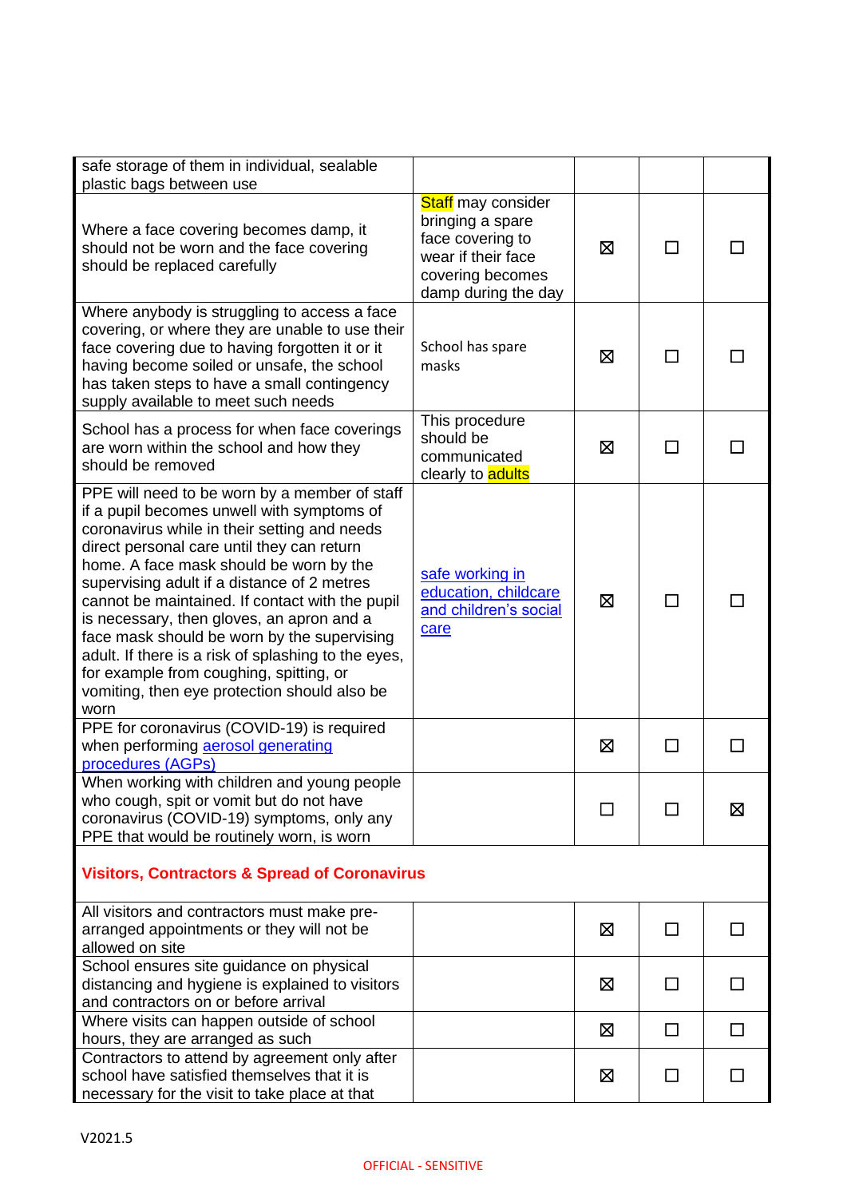| | | | | |
|---|---|---|---|---|
| safe storage of them in individual, sealable plastic bags between use | | | | |
| Where a face covering becomes damp, it should not be worn and the face covering should be replaced carefully | Staff may consider bringing a spare face covering to wear if their face covering becomes damp during the day | ☒ | ☐ | ☐ |
| Where anybody is struggling to access a face covering, or where they are unable to use their face covering due to having forgotten it or it having become soiled or unsafe, the school has taken steps to have a small contingency supply available to meet such needs | School has spare masks | ☒ | ☐ | ☐ |
| School has a process for when face coverings are worn within the school and how they should be removed | This procedure should be communicated clearly to adults | ☒ | ☐ | ☐ |
| PPE will need to be worn by a member of staff if a pupil becomes unwell with symptoms of coronavirus while in their setting and needs direct personal care until they can return home. A face mask should be worn by the supervising adult if a distance of 2 metres cannot be maintained. If contact with the pupil is necessary, then gloves, an apron and a face mask should be worn by the supervising adult. If there is a risk of splashing to the eyes, for example from coughing, spitting, or vomiting, then eye protection should also be worn | safe working in education, childcare and children's social care | ☒ | ☐ | ☐ |
| PPE for coronavirus (COVID-19) is required when performing aerosol generating procedures (AGPs) | | ☒ | ☐ | ☐ |
| When working with children and young people who cough, spit or vomit but do not have coronavirus (COVID-19) symptoms, only any PPE that would be routinely worn, is worn | | ☐ | ☐ | ☒ |
| **Visitors, Contractors & Spread of Coronavirus** | | | | |
| All visitors and contractors must make pre-arranged appointments or they will not be allowed on site | | ☒ | ☐ | ☐ |
| School ensures site guidance on physical distancing and hygiene is explained to visitors and contractors on or before arrival | | ☒ | ☐ | ☐ |
| Where visits can happen outside of school hours, they are arranged as such | | ☒ | ☐ | ☐ |
| Contractors to attend by agreement only after school have satisfied themselves that it is necessary for the visit to take place at that | | ☒ | ☐ | ☐ |

V2021.5

OFFICIAL - SENSITIVE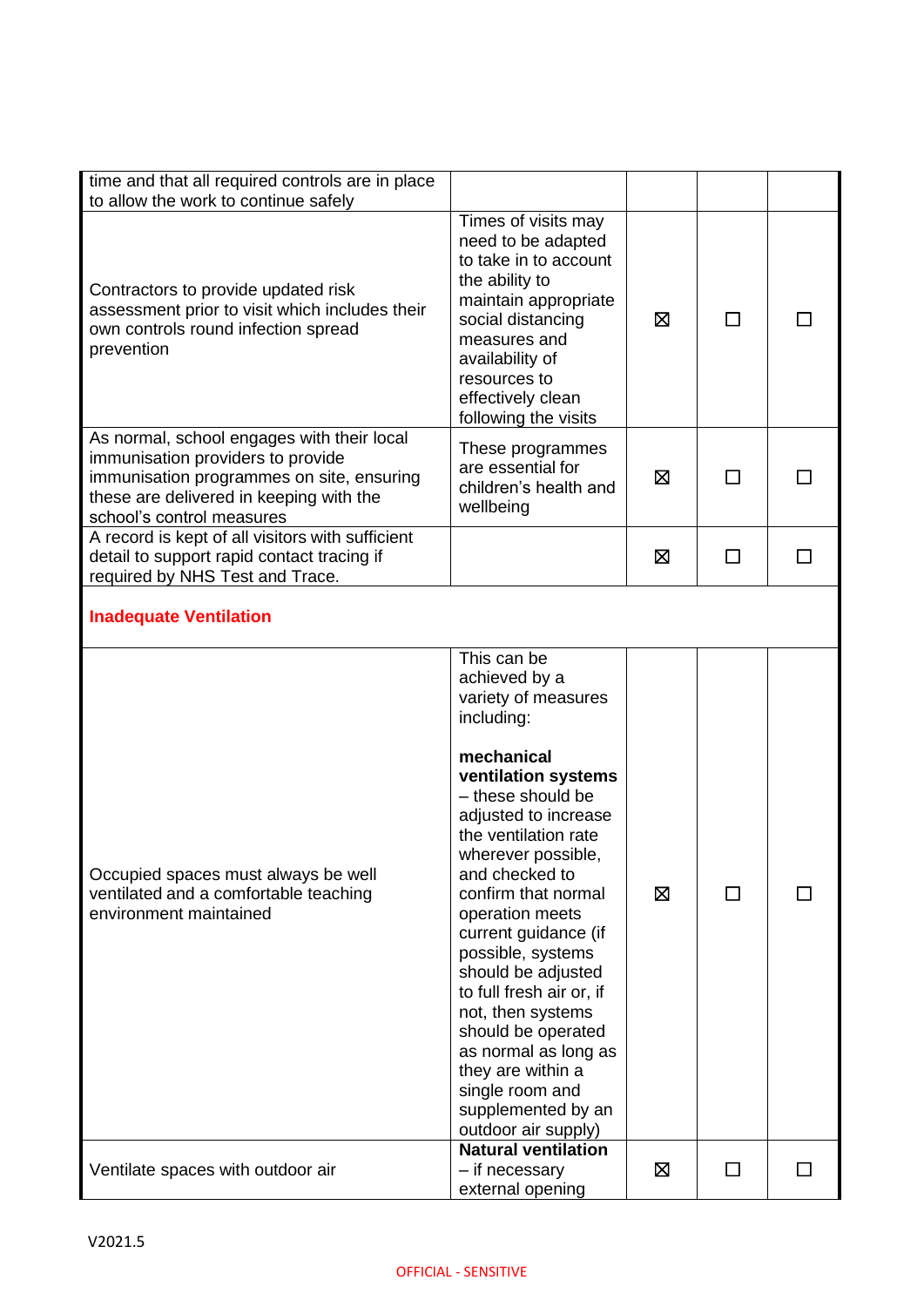| | | | | |
|---|---|---|---|---|
| time and that all required controls are in place to allow the work to continue safely | | | | |
| Contractors to provide updated risk assessment prior to visit which includes their own controls round infection spread prevention | Times of visits may need to be adapted to take in to account the ability to maintain appropriate social distancing measures and availability of resources to effectively clean following the visits | ☒ | ☐ | ☐ |
| As normal, school engages with their local immunisation providers to provide immunisation programmes on site, ensuring these are delivered in keeping with the school's control measures | These programmes are essential for children's health and wellbeing | ☒ | ☐ | ☐ |
| A record is kept of all visitors with sufficient detail to support rapid contact tracing if required by NHS Test and Trace. | | ☒ | ☐ | ☐ |
| **Inadequate Ventilation** | | | | |
| Occupied spaces must always be well ventilated and a comfortable teaching environment maintained | This can be achieved by a variety of measures including:<br><br>**mechanical ventilation systems** – these should be adjusted to increase the ventilation rate wherever possible, and checked to confirm that normal operation meets current guidance (if possible, systems should be adjusted to full fresh air or, if not, then systems should be operated as normal as long as they are within a single room and supplemented by an outdoor air supply) | ☒ | ☐ | ☐ |
| Ventilate spaces with outdoor air | **Natural ventilation** – if necessary external opening | ☒ | ☐ | ☐ |

V2021.5

OFFICIAL - SENSITIVE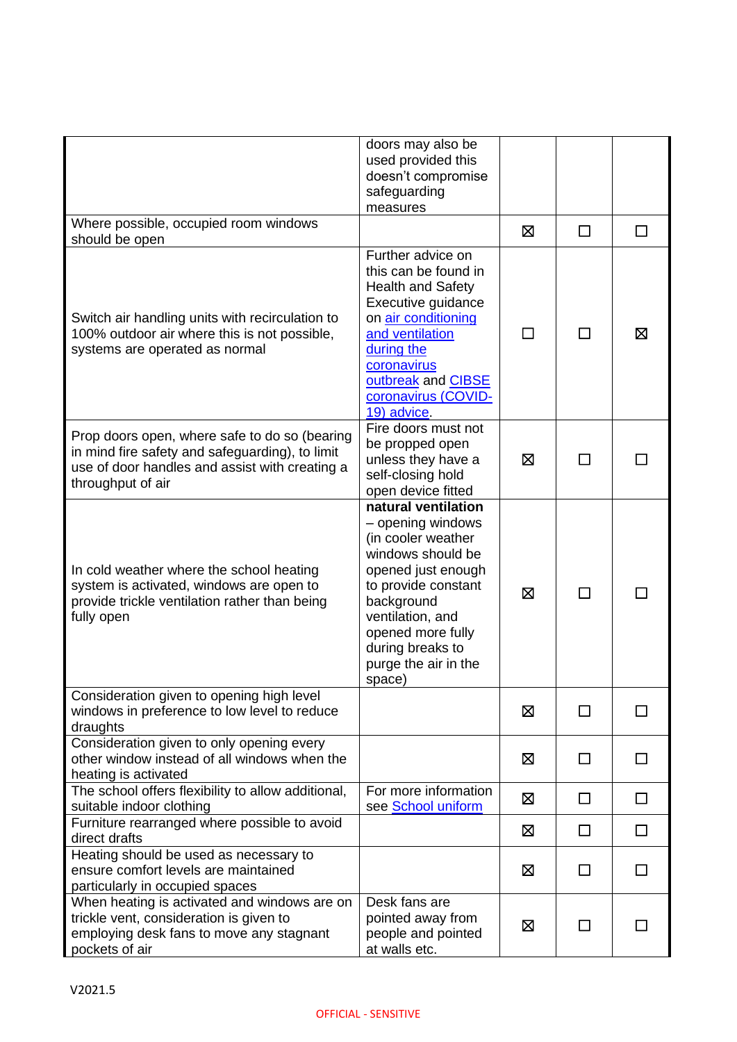| | | | | |
|---|---|---|---|---|
| | doors may also be used provided this doesn't compromise safeguarding measures | | | |
| Where possible, occupied room windows should be open | | ☒ | ☐ | ☐ |
| Switch air handling units with recirculation to 100% outdoor air where this is not possible, systems are operated as normal | Further advice on this can be found in Health and Safety Executive guidance on air conditioning and ventilation during the coronavirus outbreak and CIBSE coronavirus (COVID-19) advice. | ☐ | ☐ | ☒ |
| Prop doors open, where safe to do so (bearing in mind fire safety and safeguarding), to limit use of door handles and assist with creating a throughput of air | Fire doors must not be propped open unless they have a self-closing hold open device fitted | ☒ | ☐ | ☐ |
| In cold weather where the school heating system is activated, windows are open to provide trickle ventilation rather than being fully open | **natural ventilation** – opening windows (in cooler weather windows should be opened just enough to provide constant background ventilation, and opened more fully during breaks to purge the air in the space) | ☒ | ☐ | ☐ |
| Consideration given to opening high level windows in preference to low level to reduce draughts | | ☒ | ☐ | ☐ |
| Consideration given to only opening every other window instead of all windows when the heating is activated | | ☒ | ☐ | ☐ |
| The school offers flexibility to allow additional, suitable indoor clothing | For more information see School uniform | ☒ | ☐ | ☐ |
| Furniture rearranged where possible to avoid direct drafts | | ☒ | ☐ | ☐ |
| Heating should be used as necessary to ensure comfort levels are maintained particularly in occupied spaces | | ☒ | ☐ | ☐ |
| When heating is activated and windows are on trickle vent, consideration is given to employing desk fans to move any stagnant pockets of air | Desk fans are pointed away from people and pointed at walls etc. | ☒ | ☐ | ☐ |

V2021.5

OFFICIAL - SENSITIVE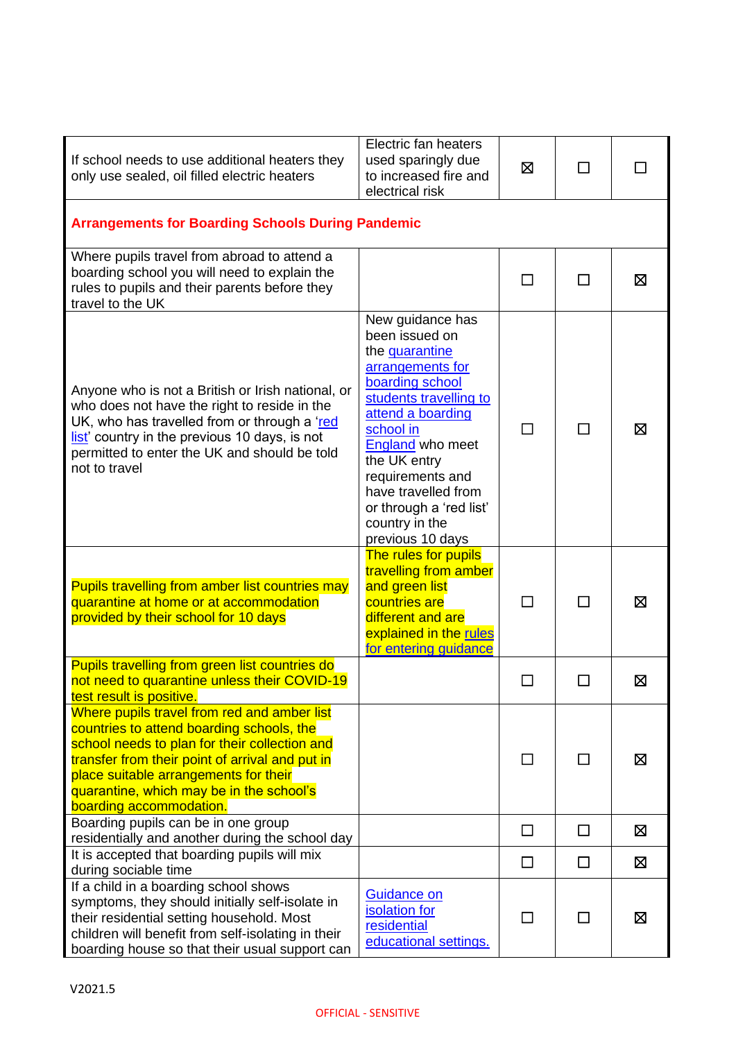| | | | | |
|---|---|---|---|---|
| If school needs to use additional heaters they only use sealed, oil filled electric heaters | Electric fan heaters used sparingly due to increased fire and electrical risk | ☒ | ☐ | ☐ |
| **Arrangements for Boarding Schools During Pandemic** | | | | |
| Where pupils travel from abroad to attend a boarding school you will need to explain the rules to pupils and their parents before they travel to the UK | | ☐ | ☐ | ☒ |
| Anyone who is not a British or Irish national, or who does not have the right to reside in the UK, who has travelled from or through a 'red list' country in the previous 10 days, is not permitted to enter the UK and should be told not to travel | New guidance has been issued on the quarantine arrangements for boarding school students travelling to attend a boarding school in England who meet the UK entry requirements and have travelled from or through a 'red list' country in the previous 10 days | ☐ | ☐ | ☒ |
| Pupils travelling from amber list countries may quarantine at home or at accommodation provided by their school for 10 days | The rules for pupils travelling from amber and green list countries are different and are explained in the rules for entering guidance | ☐ | ☐ | ☒ |
| Pupils travelling from green list countries do not need to quarantine unless their COVID-19 test result is positive. | | ☐ | ☐ | ☒ |
| Where pupils travel from red and amber list countries to attend boarding schools, the school needs to plan for their collection and transfer from their point of arrival and put in place suitable arrangements for their quarantine, which may be in the school's boarding accommodation. | | ☐ | ☐ | ☒ |
| Boarding pupils can be in one group residentially and another during the school day | | ☐ | ☐ | ☒ |
| It is accepted that boarding pupils will mix during sociable time | | ☐ | ☐ | ☒ |
| If a child in a boarding school shows symptoms, they should initially self-isolate in their residential setting household. Most children will benefit from self-isolating in their boarding house so that their usual support can | Guidance on isolation for residential educational settings. | ☐ | ☐ | ☒ |

V2021.5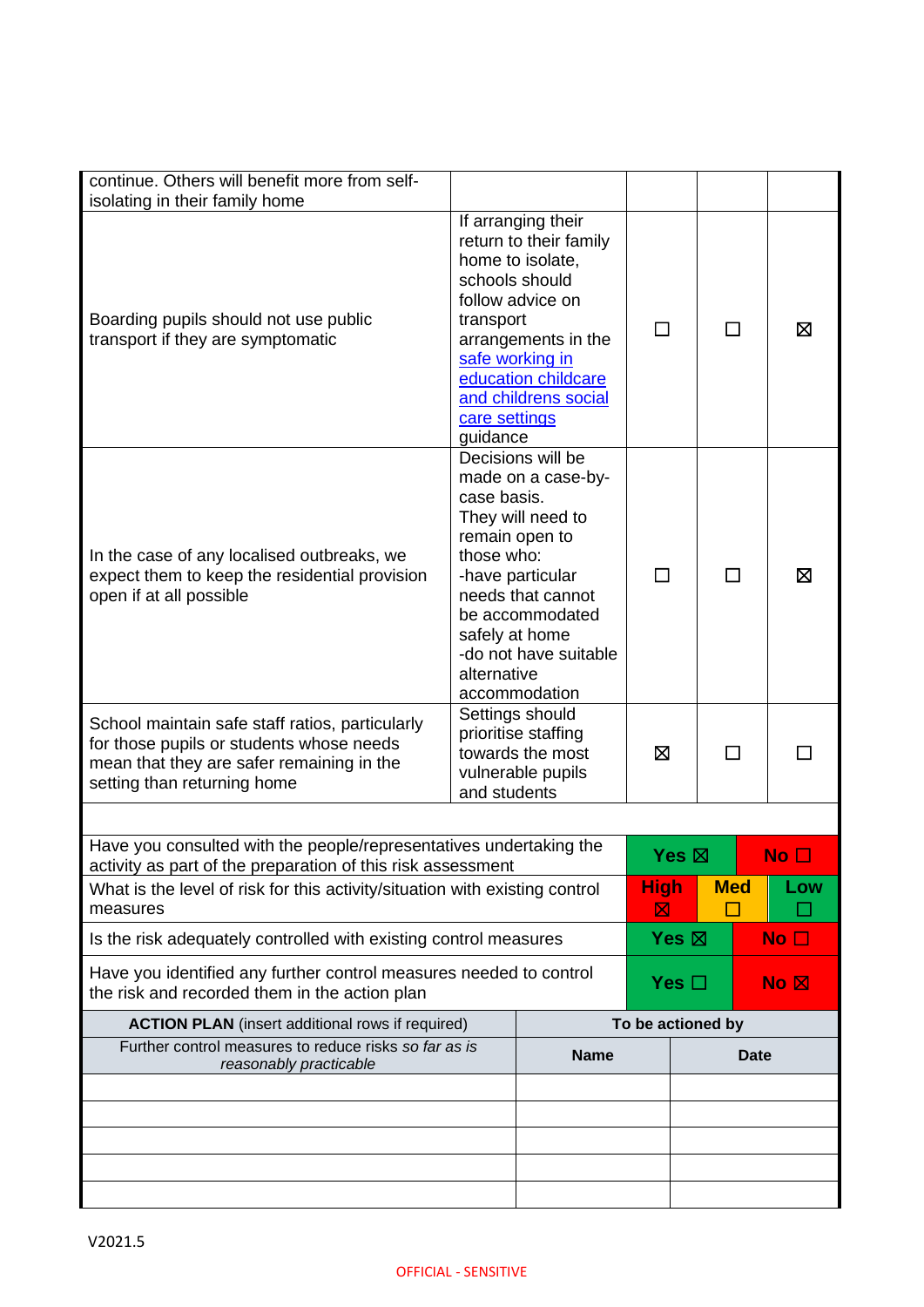| | | | | |
|---|---|---|---|---|
| continue. Others will benefit more from self-isolating in their family home | | | | |
| Boarding pupils should not use public transport if they are symptomatic | If arranging their return to their family home to isolate, schools should follow advice on transport arrangements in the [safe working in education childcare and childrens social care settings](#) guidance | ☐ | ☐ | ☒ |
| In the case of any localised outbreaks, we expect them to keep the residential provision open if at all possible | Decisions will be made on a case-by-case basis. They will need to remain open to those who: -have particular needs that cannot be accommodated safely at home -do not have suitable alternative accommodation | ☐ | ☐ | ☒ |
| School maintain safe staff ratios, particularly for those pupils or students whose needs mean that they are safer remaining in the setting than returning home | Settings should prioritise staffing towards the most vulnerable pupils and students | ☒ | ☐ | ☐ |

| | | | |
|---|---|---|---|
| Have you consulted with the people/representatives undertaking the activity as part of the preparation of this risk assessment | **Yes** ☒ | | **No** ☐ |
| What is the level of risk for this activity/situation with existing control measures | **High** ☒ | **Med** ☐ | **Low** ☐ |
| Is the risk adequately controlled with existing control measures | **Yes** ☒ | | **No** ☐ |
| Have you identified any further control measures needed to control the risk and recorded them in the action plan | **Yes** ☐ | | **No** ☒ |

| **ACTION PLAN** (insert additional rows if required) | **To be actioned by** | |
|---|---|---|
| Further control measures to reduce risks *so far as is reasonably practicable* | **Name** | **Date** |
| | | |
| | | |
| | | |
| | | |
| | | |

V2021.5

OFFICIAL - SENSITIVE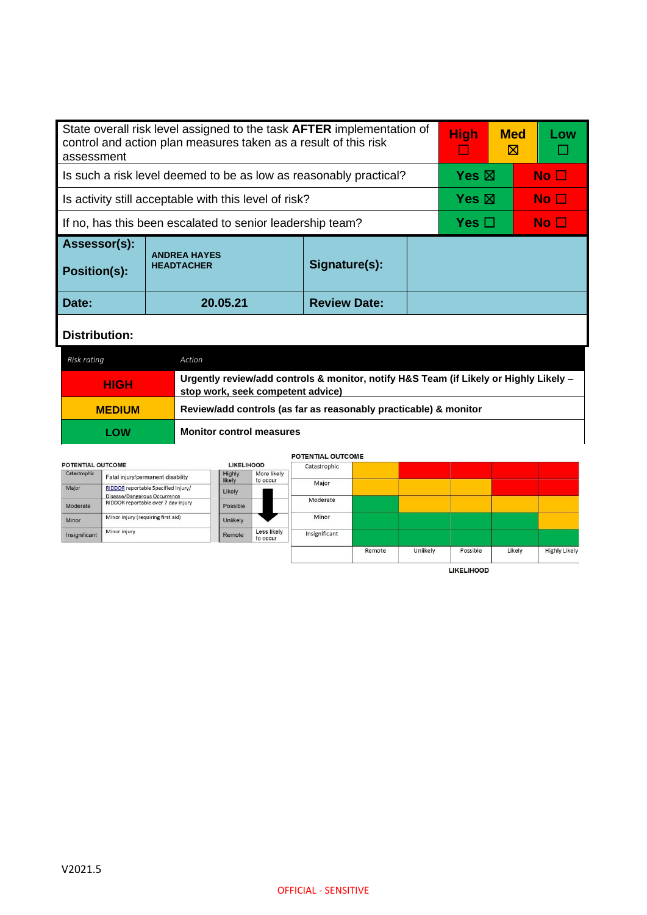| | | | |
|---|---|---|---|
| State overall risk level assigned to the task **AFTER** implementation of control and action plan measures taken as a result of this risk assessment | **High** ☐ | **Med** ☒ | **Low** ☐ |
| Is such a risk level deemed to be as low as reasonably practical? | **Yes** ☒ | | **No** ☐ |
| Is activity still acceptable with this level of risk? | **Yes** ☒ | | **No** ☐ |
| If no, has this been escalated to senior leadership team? | **Yes** ☐ | | **No** ☐ |

| | | | |
|---|---|---|---|
| **Assessor(s):** | **ANDREA HAYES** | **Signature(s):** | |
| **Position(s):** | **HEADTACHER** | | |
| **Date:** | **20.05.21** | **Review Date:** | |

**Distribution:**

| *Risk rating* | *Action* |
|---|---|
| **HIGH** | **Urgently review/add controls & monitor, notify H&S Team (if Likely or Highly Likely – stop work, seek competent advice)** |
| **MEDIUM** | **Review/add controls (as far as reasonably practicable) & monitor** |
| **LOW** | **Monitor control measures** |

**POTENTIAL OUTCOME**

| | |
|---|---|
| Catastrophic | Fatal injury/permanent disability |
| Major | RIDDOR reportable Specified Injury/ Disease/Dangerous Occurrence |
| Moderate | RIDDOR reportable over 7 day injury |
| Minor | Minor injury (requiring first aid) |
| Insignificant | Minor injury |

**LIKELIHOOD**

| | |
|---|---|
| Highly likely | More likely to occur |
| Likely | |
| Possible | |
| Unlikely | |
| Remote | Less likely to occur |

**POTENTIAL OUTCOME**

Catastrophic
Major
Moderate
Minor
Insignificant

Remote Unlikely Possible Likely Highly Likely

**LIKELIHOOD**

V2021.5

OFFICIAL - SENSITIVE